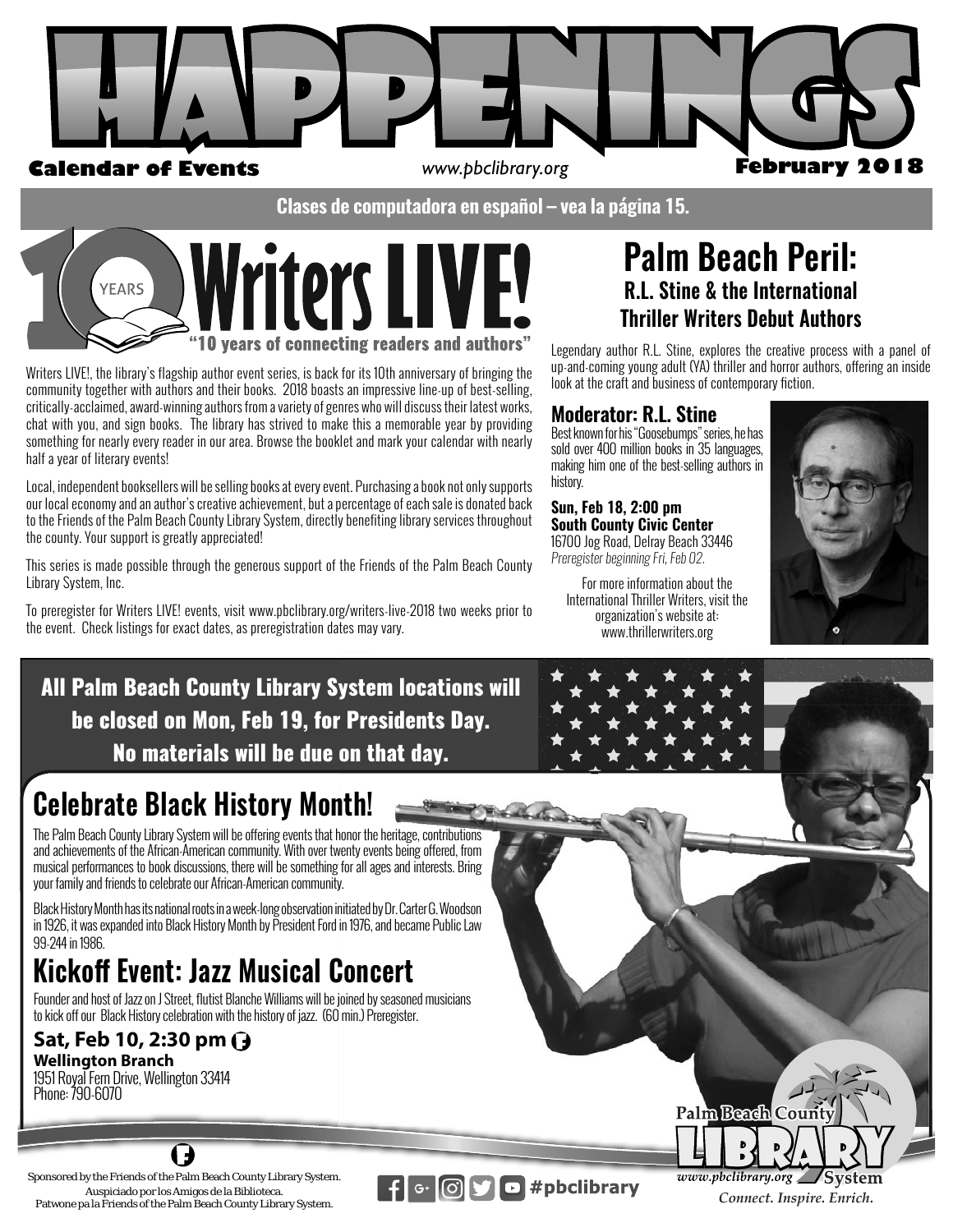# HAPPENINGS

**Calendar of Events** www.pbclibrary.org **February 2018**

**Clases de computadora en español – vea la página 15.**

## 10 YEARS Writers LIVE!

**"10 years of connecting readers and authors"**

Writers LIVE!, the library's flagship author event series, is back for its 10th anniversary of bringing the community together with authors and their books. 2018 boasts an impressive line-up of best-selling, critically-acclaimed, award-winning authors from a variety of genres who will discuss their latest works, chat with you, and sign books. The library has strived to make this a memorable year by providing something for nearly every reader in our area. Browse the booklet and mark your calendar with nearly half a year of literary events!

Local, independent booksellers will be selling books at every event. Purchasing a book not only supports our local economy and an author's creative achievement, but a percentage of each sale is donated back to the Friends of the Palm Beach County Library System, directly benefiting library services throughout the county. Your support is greatly appreciated!

This series is made possible through the generous support of the Friends of the Palm Beach County Library System, Inc.

To preregister for Writers LIVE! events, visit www.pbclibrary.org/writers-live-2018 two weeks prior to the event. Check listings for exact dates, as preregistration dates may vary.

## Palm Beach Peril:
### R.L. Stine & the International Thriller Writers Debut Authors

Legendary author R.L. Stine, explores the creative process with a panel of up-and-coming young adult (YA) thriller and horror authors, offering an inside look at the craft and business of contemporary fiction.

### Moderator: R.L. Stine

Best known for his "Goosebumps" series, he has sold over 400 million books in 35 languages, making him one of the best-selling authors in history.

**Sun, Feb 18, 2:00 pm**
**South County Civic Center**
16700 Jog Road, Delray Beach 33446
*Preregister beginning Fri, Feb 02.*

For more information about the International Thriller Writers, visit the organization's website at: www.thrillerwriters.org

**All Palm Beach County Library System locations will be closed on Mon, Feb 19, for Presidents Day. No materials will be due on that day.**

## Celebrate Black History Month!

The Palm Beach County Library System will be offering events that honor the heritage, contributions and achievements of the African-American community. With over twenty events being offered, from musical performances to book discussions, there will be something for all ages and interests. Bring your family and friends to celebrate our African-American community.

Black History Month has its national roots in a week-long observation initiated by Dr. Carter G. Woodson in 1926, it was expanded into Black History Month by President Ford in 1976, and became Public Law 99-244 in 1986.

## Kickoff Event: Jazz Musical Concert

Founder and host of Jazz on J Street, flutist Blanche Williams will be joined by seasoned musicians to kick off our Black History celebration with the history of jazz. (60 min.) Preregister.

**Sat, Feb 10, 2:30 pm** F
**Wellington Branch**
1951 Royal Fern Drive, Wellington 33414
Phone: 790-6070

F
Sponsored by the Friends of the Palm Beach County Library System.
Auspiciado por los Amigos de la Biblioteca.
Patwone pa la Friends of the Palm Beach County Library System.

#pbclibrary

Palm Beach County LIBRARY System
www.pbclibrary.org
*Connect. Inspire. Enrich.*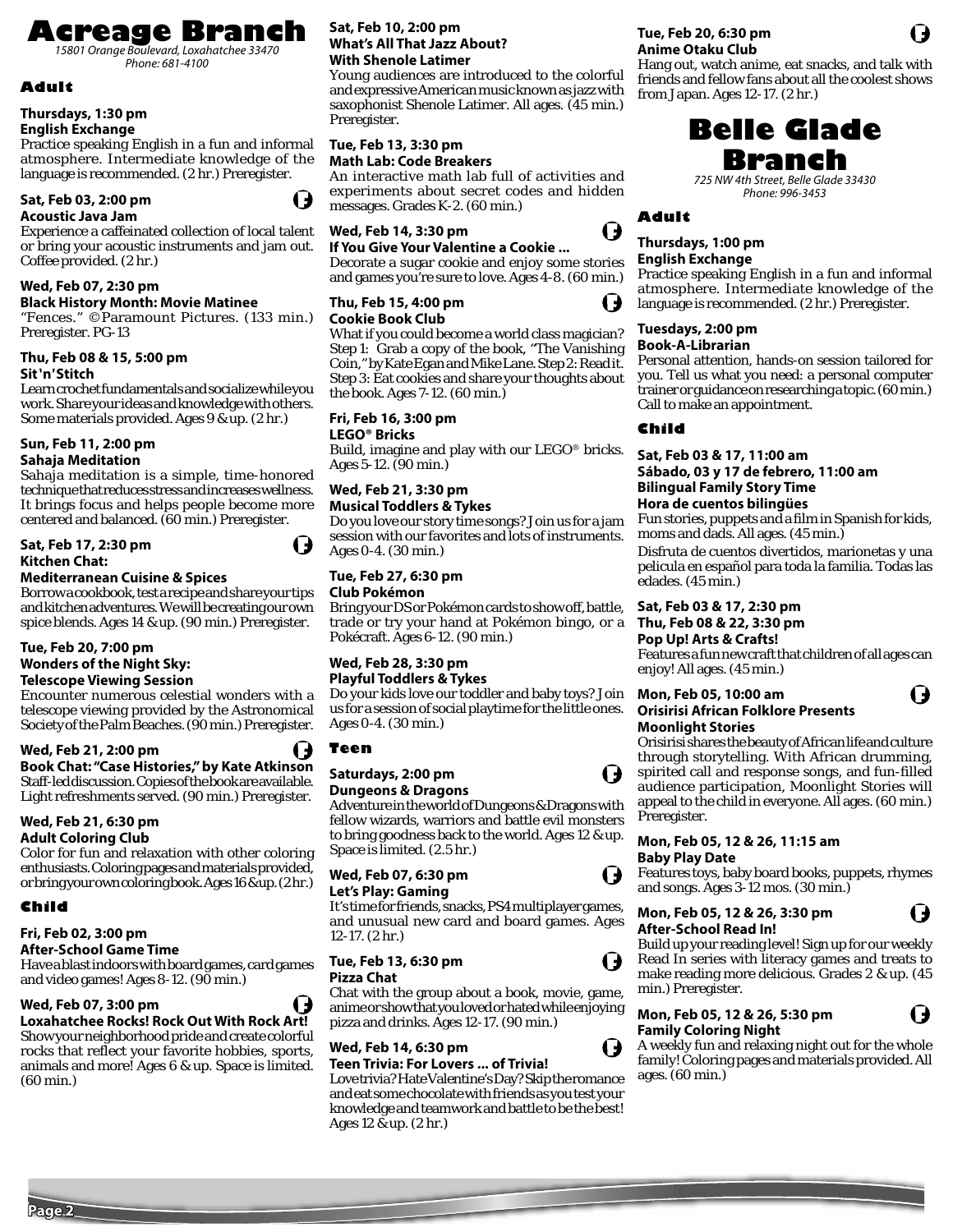# Acreage Branch

*15801 Orange Boulevard, Loxahatchee 33470*
*Phone: 681-4100*

## Adult

**Thursdays, 1:30 pm**
**English Exchange**
Practice speaking English in a fun and informal atmosphere. Intermediate knowledge of the language is recommended. (2 hr.) Preregister.

**Sat, Feb 03, 2:00 pm**
**Acoustic Java Jam**
Experience a caffeinated collection of local talent or bring your acoustic instruments and jam out. Coffee provided. (2 hr.)

**Wed, Feb 07, 2:30 pm**
**Black History Month: Movie Matinee**
"Fences." ©Paramount Pictures. (133 min.) Preregister. PG-13

**Thu, Feb 08 & 15, 5:00 pm**
**Sit'n'Stitch**
Learn crochet fundamentals and socialize while you work. Share your ideas and knowledge with others. Some materials provided. Ages 9 & up. (2 hr.)

**Sun, Feb 11, 2:00 pm**
**Sahaja Meditation**
Sahaja meditation is a simple, time-honored technique that reduces stress and increases wellness. It brings focus and helps people become more centered and balanced. (60 min.) Preregister.

**Sat, Feb 17, 2:30 pm**
**Kitchen Chat:**
**Mediterranean Cuisine & Spices**
Borrow a cookbook, test a recipe and share your tips and kitchen adventures. We will be creating our own spice blends. Ages 14 & up. (90 min.) Preregister.

**Tue, Feb 20, 7:00 pm**
**Wonders of the Night Sky:**
**Telescope Viewing Session**
Encounter numerous celestial wonders with a telescope viewing provided by the Astronomical Society of the Palm Beaches. (90 min.) Preregister.

**Wed, Feb 21, 2:00 pm**
**Book Chat: "Case Histories," by Kate Atkinson**
Staff-led discussion. Copies of the book are available. Light refreshments served. (90 min.) Preregister.

**Wed, Feb 21, 6:30 pm**
**Adult Coloring Club**
Color for fun and relaxation with other coloring enthusiasts. Coloring pages and materials provided, or bring your own coloring book. Ages 16 & up. (2 hr.)

## Child

**Fri, Feb 02, 3:00 pm**
**After-School Game Time**
Have a blast indoors with board games, card games and video games! Ages 8-12. (90 min.)

**Wed, Feb 07, 3:00 pm**
**Loxahatchee Rocks! Rock Out With Rock Art!**
Show your neighborhood pride and create colorful rocks that reflect your favorite hobbies, sports, animals and more! Ages 6 & up. Space is limited. (60 min.)

**Sat, Feb 10, 2:00 pm**
**What's All That Jazz About?**
**With Shenole Latimer**
Young audiences are introduced to the colorful and expressive American music known as jazz with saxophonist Shenole Latimer. All ages. (45 min.) Preregister.

**Tue, Feb 13, 3:30 pm**
**Math Lab: Code Breakers**
An interactive math lab full of activities and experiments about secret codes and hidden messages. Grades K-2. (60 min.)

**Wed, Feb 14, 3:30 pm**
**If You Give Your Valentine a Cookie ...**
Decorate a sugar cookie and enjoy some stories and games you're sure to love. Ages 4-8. (60 min.)

**Thu, Feb 15, 4:00 pm**
**Cookie Book Club**
What if you could become a world class magician? Step 1: Grab a copy of the book, "The Vanishing Coin," by Kate Egan and Mike Lane. Step 2: Read it. Step 3: Eat cookies and share your thoughts about the book. Ages 7-12. (60 min.)

**Fri, Feb 16, 3:00 pm**
**LEGO® Bricks**
Build, imagine and play with our LEGO® bricks. Ages 5-12. (90 min.)

**Wed, Feb 21, 3:30 pm**
**Musical Toddlers & Tykes**
Do you love our story time songs? Join us for a jam session with our favorites and lots of instruments. Ages 0-4. (30 min.)

**Tue, Feb 27, 6:30 pm**
**Club Pokémon**
Bring your DS or Pokémon cards to show off, battle, trade or try your hand at Pokémon bingo, or a Pokécraft. Ages 6-12. (90 min.)

**Wed, Feb 28, 3:30 pm**
**Playful Toddlers & Tykes**
Do your kids love our toddler and baby toys? Join us for a session of social playtime for the little ones. Ages 0-4. (30 min.)

## Teen

**Saturdays, 2:00 pm**
**Dungeons & Dragons**
Adventure in the world of Dungeons & Dragons with fellow wizards, warriors and battle evil monsters to bring goodness back to the world. Ages 12 & up. Space is limited. (2.5 hr.)

**Wed, Feb 07, 6:30 pm**
**Let's Play: Gaming**
It's time for friends, snacks, PS4 multiplayer games, and unusual new card and board games. Ages 12-17. (2 hr.)

**Tue, Feb 13, 6:30 pm**
**Pizza Chat**
Chat with the group about a book, movie, game, anime or show that you loved or hated while enjoying pizza and drinks. Ages 12-17. (90 min.)

**Wed, Feb 14, 6:30 pm**
**Teen Trivia: For Lovers ... of Trivia!**
Love trivia? Hate Valentine's Day? Skip the romance and eat some chocolate with friends as you test your knowledge and teamwork and battle to be the best! Ages 12 & up. (2 hr.)

**Tue, Feb 20, 6:30 pm**
**Anime Otaku Club**
Hang out, watch anime, eat snacks, and talk with friends and fellow fans about all the coolest shows from Japan. Ages 12-17. (2 hr.)

# Belle Glade Branch

*725 NW 4th Street, Belle Glade 33430*
*Phone: 996-3453*

## Adult

**Thursdays, 1:00 pm**
**English Exchange**
Practice speaking English in a fun and informal atmosphere. Intermediate knowledge of the language is recommended. (2 hr.) Preregister.

**Tuesdays, 2:00 pm**
**Book-A-Librarian**
Personal attention, hands-on session tailored for you. Tell us what you need: a personal computer trainer or guidance on researching a topic. (60 min.) Call to make an appointment.

## Child

**Sat, Feb 03 & 17, 11:00 am**
**Sábado, 03 y 17 de febrero, 11:00 am**
**Bilingual Family Story Time**
**Hora de cuentos bilingües**
Fun stories, puppets and a film in Spanish for kids, moms and dads. All ages. (45 min.)

Disfruta de cuentos divertidos, marionetas y una pelicula en español para toda la familia. Todas las edades. (45 min.)

**Sat, Feb 03 & 17, 2:30 pm**
**Thu, Feb 08 & 22, 3:30 pm**
**Pop Up! Arts & Crafts!**
Features a fun new craft that children of all ages can enjoy! All ages. (45 min.)

**Mon, Feb 05, 10:00 am**
**Orisirisi African Folklore Presents**
**Moonlight Stories**
Orisirisi shares the beauty of African life and culture through storytelling. With African drumming, spirited call and response songs, and fun-filled audience participation, Moonlight Stories will appeal to the child in everyone. All ages. (60 min.) Preregister.

**Mon, Feb 05, 12 & 26, 11:15 am**
**Baby Play Date**
Features toys, baby board books, puppets, rhymes and songs. Ages 3-12 mos. (30 min.)

**Mon, Feb 05, 12 & 26, 3:30 pm**
**After-School Read In!**
Build up your reading level! Sign up for our weekly Read In series with literacy games and treats to make reading more delicious. Grades 2 & up. (45 min.) Preregister.

**Mon, Feb 05, 12 & 26, 5:30 pm**
**Family Coloring Night**
A weekly fun and relaxing night out for the whole family! Coloring pages and materials provided. All ages. (60 min.)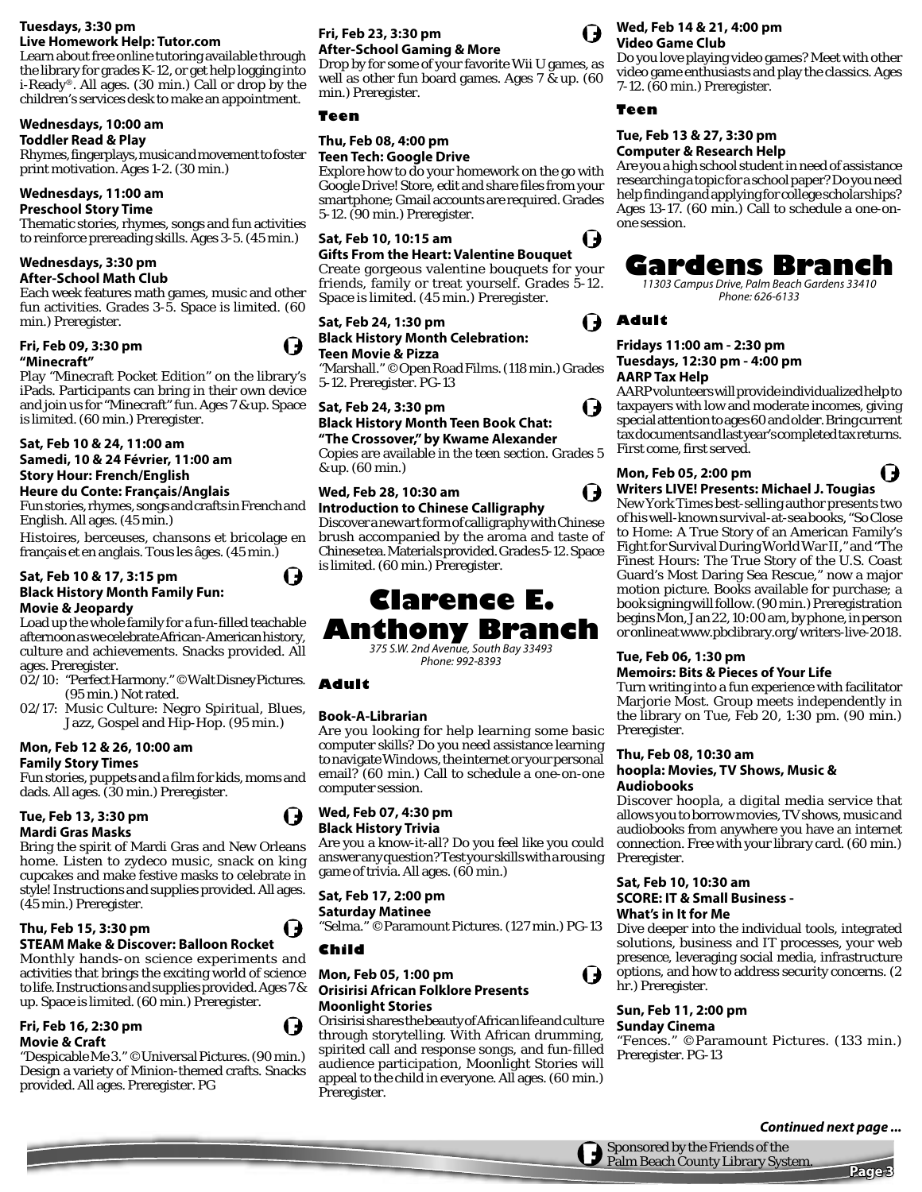**Tuesdays, 3:30 pm**
**Live Homework Help: Tutor.com**
Learn about free online tutoring available through the library for grades K-12, or get help logging into i-Ready®. All ages. (30 min.) Call or drop by the children's services desk to make an appointment.

**Wednesdays, 10:00 am**
**Toddler Read & Play**
Rhymes, fingerplays, music and movement to foster print motivation. Ages 1-2. (30 min.)

**Wednesdays, 11:00 am**
**Preschool Story Time**
Thematic stories, rhymes, songs and fun activities to reinforce prereading skills. Ages 3-5. (45 min.)

**Wednesdays, 3:30 pm**
**After-School Math Club**
Each week features math games, music and other fun activities. Grades 3-5. Space is limited. (60 min.) Preregister.

**Fri, Feb 09, 3:30 pm**
**"Minecraft"**
Play "Minecraft Pocket Edition" on the library's iPads. Participants can bring in their own device and join us for "Minecraft" fun. Ages 7 & up. Space is limited. (60 min.) Preregister.

**Sat, Feb 10 & 24, 11:00 am**
**Samedi, 10 & 24 Février, 11:00 am**
**Story Hour: French/English**
**Heure du Conte: Français/Anglais**
Fun stories, rhymes, songs and crafts in French and English. All ages. (45 min.)

Histoires, berceuses, chansons et bricolage en français et en anglais. Tous les âges. (45 min.)

**Sat, Feb 10 & 17, 3:15 pm**
**Black History Month Family Fun: Movie & Jeopardy**
Load up the whole family for a fun-filled teachable afternoon as we celebrate African-American history, culture and achievements. Snacks provided. All ages. Preregister.
- 02/10: "Perfect Harmony." © Walt Disney Pictures. (95 min.) Not rated.
- 02/17: Music Culture: Negro Spiritual, Blues, Jazz, Gospel and Hip-Hop. (95 min.)

**Mon, Feb 12 & 26, 10:00 am**
**Family Story Times**
Fun stories, puppets and a film for kids, moms and dads. All ages. (30 min.) Preregister.

**Tue, Feb 13, 3:30 pm**
**Mardi Gras Masks**
Bring the spirit of Mardi Gras and New Orleans home. Listen to zydeco music, snack on king cupcakes and make festive masks to celebrate in style! Instructions and supplies provided. All ages. (45 min.) Preregister.

**Thu, Feb 15, 3:30 pm**
**STEAM Make & Discover: Balloon Rocket**
Monthly hands-on science experiments and activities that brings the exciting world of science to life. Instructions and supplies provided. Ages 7 & up. Space is limited. (60 min.) Preregister.

**Fri, Feb 16, 2:30 pm**
**Movie & Craft**
"Despicable Me 3." © Universal Pictures. (90 min.) Design a variety of Minion-themed crafts. Snacks provided. All ages. Preregister. PG

**Fri, Feb 23, 3:30 pm**
**After-School Gaming & More**
Drop by for some of your favorite Wii U games, as well as other fun board games. Ages 7 & up. (60 min.) Preregister.

### Teen

**Thu, Feb 08, 4:00 pm**
**Teen Tech: Google Drive**
Explore how to do your homework on the go with Google Drive! Store, edit and share files from your smartphone; Gmail accounts are required. Grades 5-12. (90 min.) Preregister.

**Sat, Feb 10, 10:15 am**
**Gifts From the Heart: Valentine Bouquet**
Create gorgeous valentine bouquets for your friends, family or treat yourself. Grades 5-12. Space is limited. (45 min.) Preregister.

**Sat, Feb 24, 1:30 pm**
**Black History Month Celebration: Teen Movie & Pizza**
"Marshall." © Open Road Films. (118 min.) Grades 5-12. Preregister. PG-13

**Sat, Feb 24, 3:30 pm**
**Black History Month Teen Book Chat: "The Crossover," by Kwame Alexander**
Copies are available in the teen section. Grades 5 & up. (60 min.)

**Wed, Feb 28, 10:30 am**
**Introduction to Chinese Calligraphy**
Discover a new art form of calligraphy with Chinese brush accompanied by the aroma and taste of Chinese tea. Materials provided. Grades 5-12. Space is limited. (60 min.) Preregister.

## Clarence E. Anthony Branch

*375 S.W. 2nd Avenue, South Bay 33493*
*Phone: 992-8393*

### Adult

**Book-A-Librarian**
Are you looking for help learning some basic computer skills? Do you need assistance learning to navigate Windows, the internet or your personal email? (60 min.) Call to schedule a one-on-one computer session.

**Wed, Feb 07, 4:30 pm**
**Black History Trivia**
Are you a know-it-all? Do you feel like you could answer any question? Test your skills with a rousing game of trivia. All ages. (60 min.)

**Sat, Feb 17, 2:00 pm**
**Saturday Matinee**
"Selma." © Paramount Pictures. (127 min.) PG-13

### Child

**Mon, Feb 05, 1:00 pm**
**Orisirisi African Folklore Presents Moonlight Stories**
Orisirisi shares the beauty of African life and culture through storytelling. With African drumming, spirited call and response songs, and fun-filled audience participation, Moonlight Stories will appeal to the child in everyone. All ages. (60 min.) Preregister.

**Wed, Feb 14 & 21, 4:00 pm**
**Video Game Club**
Do you love playing video games? Meet with other video game enthusiasts and play the classics. Ages 7-12. (60 min.) Preregister.

### Teen

**Tue, Feb 13 & 27, 3:30 pm**
**Computer & Research Help**
Are you a high school student in need of assistance researching a topic for a school paper? Do you need help finding and applying for college scholarships? Ages 13-17. (60 min.) Call to schedule a one-on-one session.

## Gardens Branch

*11303 Campus Drive, Palm Beach Gardens 33410*
*Phone: 626-6133*

### Adult

**Fridays 11:00 am - 2:30 pm**
**Tuesdays, 12:30 pm - 4:00 pm**
**AARP Tax Help**
AARP volunteers will provide individualized help to taxpayers with low and moderate incomes, giving special attention to ages 60 and older. Bring current tax documents and last year's completed tax returns. First come, first served.

**Mon, Feb 05, 2:00 pm**
**Writers LIVE! Presents: Michael J. Tougias**
New York Times best-selling author presents two of his well-known survival-at-sea books, "So Close to Home: A True Story of an American Family's Fight for Survival During World War II," and "The Finest Hours: The True Story of the U.S. Coast Guard's Most Daring Sea Rescue," now a major motion picture. Books available for purchase; a book signing will follow. (90 min.) Preregistration begins Mon, Jan 22, 10:00 am, by phone, in person or online at www.pbclibrary.org/writers-live-2018.

**Tue, Feb 06, 1:30 pm**
**Memoirs: Bits & Pieces of Your Life**
Turn writing into a fun experience with facilitator Marjorie Most. Group meets independently in the library on Tue, Feb 20, 1:30 pm. (90 min.) Preregister.

**Thu, Feb 08, 10:30 am**
**hoopla: Movies, TV Shows, Music & Audiobooks**
Discover hoopla, a digital media service that allows you to borrow movies, TV shows, music and audiobooks from anywhere you have an internet connection. Free with your library card. (60 min.) Preregister.

**Sat, Feb 10, 10:30 am**
**SCORE: IT & Small Business - What's in It for Me**
Dive deeper into the individual tools, integrated solutions, business and IT processes, your web presence, leveraging social media, infrastructure options, and how to address security concerns. (2 hr.) Preregister.

**Sun, Feb 11, 2:00 pm**
**Sunday Cinema**
"Fences." © Paramount Pictures. (133 min.) Preregister. PG-13

*Continued next page ...*

Sponsored by the Friends of the Palm Beach County Library System.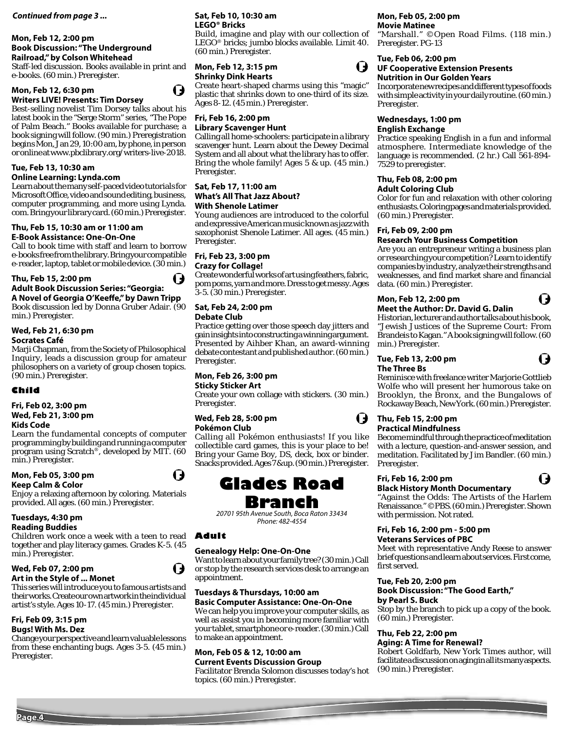*Continued from page 3 ...*

**Mon, Feb 12, 2:00 pm**
**Book Discussion: "The Underground Railroad," by Colson Whitehead**
Staff-led discussion. Books available in print and e-books. (60 min.) Preregister.

**Mon, Feb 12, 6:30 pm**
**Writers LIVE! Presents: Tim Dorsey**
Best-selling novelist Tim Dorsey talks about his latest book in the "Serge Storm" series, "The Pope of Palm Beach." Books available for purchase; a book signing will follow. (90 min.) Preregistration begins Mon, Jan 29, 10:00 am, by phone, in person or online at www.pbclibrary.org/writers-live-2018.

**Tue, Feb 13, 10:30 am**
**Online Learning: Lynda.com**
Learn about the many self-paced video tutorials for Microsoft Office, video and sound editing, business, computer programming, and more using Lynda.com. Bring your library card. (60 min.) Preregister.

**Thu, Feb 15, 10:30 am or 11:00 am**
**E-Book Assistance: One-On-One**
Call to book time with staff and learn to borrow e-books free from the library. Bring your compatible e-reader, laptop, tablet or mobile device. (30 min.)

**Thu, Feb 15, 2:00 pm**
**Adult Book Discussion Series: "Georgia: A Novel of Georgia O'Keeffe," by Dawn Tripp**
Book discussion led by Donna Gruber Adair. (90 min.) Preregister.

**Wed, Feb 21, 6:30 pm**
**Socrates Café**
Marji Chapman, from the Society of Philosophical Inquiry, leads a discussion group for amateur philosophers on a variety of group chosen topics. (90 min.) Preregister.

## Child

**Fri, Feb 02, 3:00 pm**
**Wed, Feb 21, 3:00 pm**
**Kids Code**
Learn the fundamental concepts of computer programming by building and running a computer program using Scratch®, developed by MIT. (60 min.) Preregister.

**Mon, Feb 05, 3:00 pm**
**Keep Calm & Color**
Enjoy a relaxing afternoon by coloring. Materials provided. All ages. (60 min.) Preregister.

**Tuesdays, 4:30 pm**
**Reading Buddies**
Children work once a week with a teen to read together and play literacy games. Grades K-5. (45 min.) Preregister.

**Wed, Feb 07, 2:00 pm**
**Art in the Style of ... Monet**
This series will introduce you to famous artists and their works. Create our own artwork in the individual artist's style. Ages 10-17. (45 min.) Preregister.

**Fri, Feb 09, 3:15 pm**
**Bugs! With Ms. Dez**
Change your perspective and learn valuable lessons from these enchanting bugs. Ages 3-5. (45 min.) Preregister.

**Sat, Feb 10, 10:30 am**
**LEGO® Bricks**
Build, imagine and play with our collection of LEGO® bricks; jumbo blocks available. Limit 40. (60 min.) Preregister.

**Mon, Feb 12, 3:15 pm**
**Shrinky Dink Hearts**
Create heart-shaped charms using this "magic" plastic that shrinks down to one-third of its size. Ages 8-12. (45 min.) Preregister.

**Fri, Feb 16, 2:00 pm**
**Library Scavenger Hunt**
Calling all home-schoolers: participate in a library scavenger hunt. Learn about the Dewey Decimal System and all about what the library has to offer. Bring the whole family! Ages 5 & up. (45 min.) Preregister.

**Sat, Feb 17, 11:00 am**
**What's All That Jazz About? With Shenole Latimer**
Young audiences are introduced to the colorful and expressive American music known as jazz with saxophonist Shenole Latimer. All ages. (45 min.) Preregister.

**Fri, Feb 23, 3:00 pm**
**Crazy for Collage!**
Create wonderful works of art using feathers, fabric, pom poms, yarn and more. Dress to get messy. Ages 3-5. (30 min.) Preregister.

**Sat, Feb 24, 2:00 pm**
**Debate Club**
Practice getting over those speech day jitters and gain insights into constructing a winning argument. Presented by Aihber Khan, an award-winning debate contestant and published author. (60 min.) Preregister.

**Mon, Feb 26, 3:00 pm**
**Sticky Sticker Art**
Create your own collage with stickers. (30 min.) Preregister.

**Wed, Feb 28, 5:00 pm**
**Pokémon Club**
Calling all Pokémon enthusiasts! If you like collectible card games, this is your place to be! Bring your Game Boy, DS, deck, box or binder. Snacks provided. Ages 7 & up. (90 min.) Preregister.

# Glades Road Branch

*20701 95th Avenue South, Boca Raton 33434*
*Phone: 482-4554*

## Adult

**Genealogy Help: One-On-One**
Want to learn about your family tree? (30 min.) Call or stop by the research services desk to arrange an appointment.

**Tuesdays & Thursdays, 10:00 am**
**Basic Computer Assistance: One-On-One**
We can help you improve your computer skills, as well as assist you in becoming more familiar with your tablet, smartphone or e-reader. (30 min.) Call to make an appointment.

**Mon, Feb 05 & 12, 10:00 am**
**Current Events Discussion Group**
Facilitator Brenda Solomon discusses today's hot topics. (60 min.) Preregister.

**Mon, Feb 05, 2:00 pm**
**Movie Matinee**
"Marshall." ©Open Road Films. (118 min.) Preregister. PG-13

**Tue, Feb 06, 2:00 pm**
**UF Cooperative Extension Presents Nutrition in Our Golden Years**
Incorporate new recipes and different types of foods with simple activity in your daily routine. (60 min.) Preregister.

**Wednesdays, 1:00 pm**
**English Exchange**
Practice speaking English in a fun and informal atmosphere. Intermediate knowledge of the language is recommended. (2 hr.) Call 561-894-7529 to preregister.

**Thu, Feb 08, 2:00 pm**
**Adult Coloring Club**
Color for fun and relaxation with other coloring enthusiasts. Coloring pages and materials provided. (60 min.) Preregister.

**Fri, Feb 09, 2:00 pm**
**Research Your Business Competition**
Are you an entrepreneur writing a business plan or researching your competition? Learn to identify companies by industry, analyze their strengths and weaknesses, and find market share and financial data. (60 min.) Preregister.

**Mon, Feb 12, 2:00 pm**
**Meet the Author: Dr. David G. Dalin**
Historian, lecturer and author talks about his book, "Jewish Justices of the Supreme Court: From Brandeis to Kagan." A book signing will follow. (60 min.) Preregister.

**Tue, Feb 13, 2:00 pm**
**The Three Bs**
Reminisce with freelance writer Marjorie Gottlieb Wolfe who will present her humorous take on Brooklyn, the Bronx, and the Bungalows of Rockaway Beach, New York. (60 min.) Preregister.

**Thu, Feb 15, 2:00 pm**
**Practical Mindfulness**
Become mindful through the practice of meditation with a lecture, question-and-answer session, and meditation. Facilitated by Jim Bandler. (60 min.) Preregister.

**Fri, Feb 16, 2:00 pm**
**Black History Month Documentary**
"Against the Odds: The Artists of the Harlem Renaissance." ©PBS. (60 min.) Preregister. Shown with permission. Not rated.

**Fri, Feb 16, 2:00 pm - 5:00 pm**
**Veterans Services of PBC**
Meet with representative Andy Reese to answer brief questions and learn about services. First come, first served.

**Tue, Feb 20, 2:00 pm**
**Book Discussion: "The Good Earth," by Pearl S. Buck**
Stop by the branch to pick up a copy of the book. (60 min.) Preregister.

**Thu, Feb 22, 2:00 pm**
**Aging: A Time for Renewal?**
Robert Goldfarb, New York Times author, will facilitate a discussion on aging in all its many aspects. (90 min.) Preregister.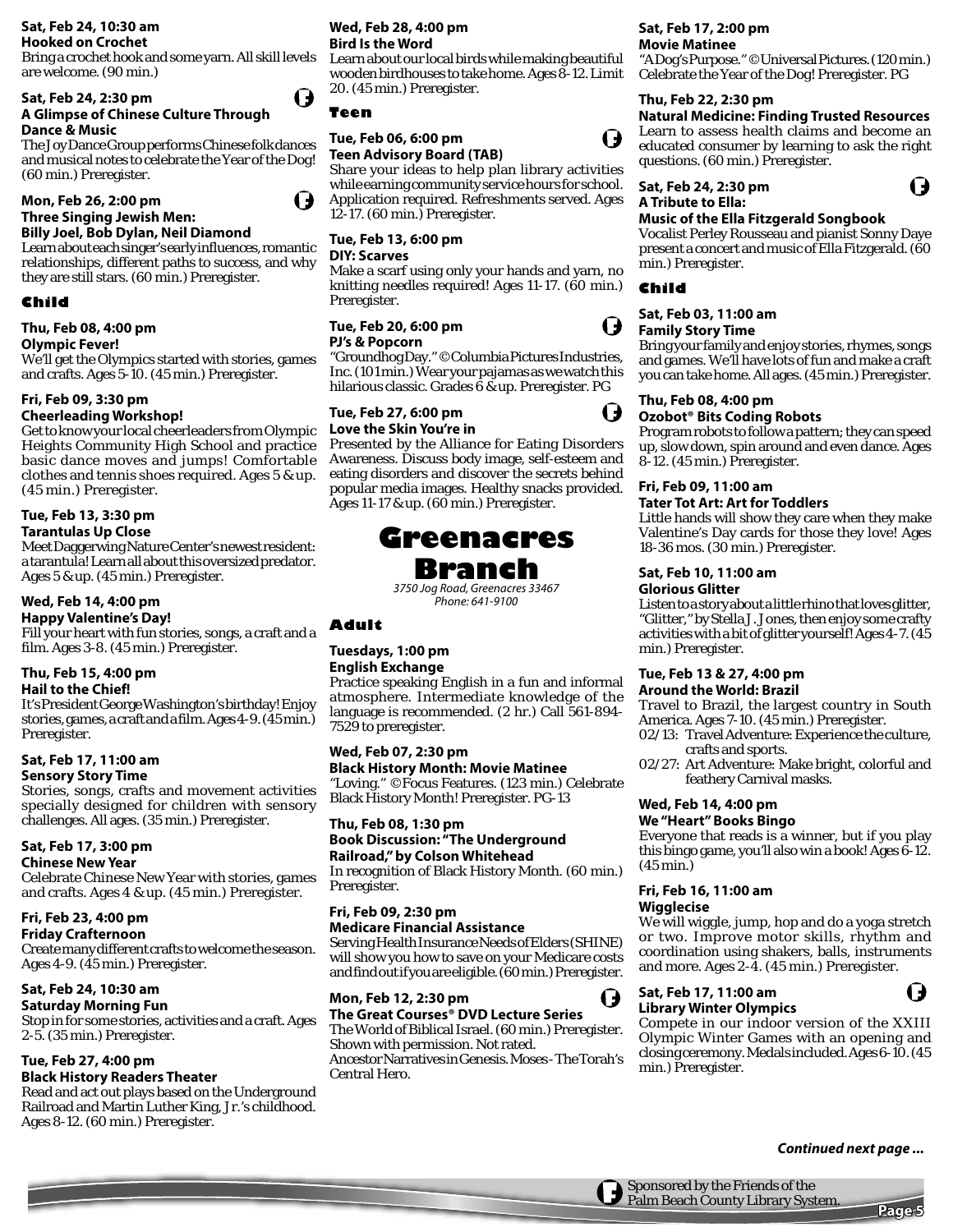**Sat, Feb 24, 10:30 am**
**Hooked on Crochet**
Bring a crochet hook and some yarn. All skill levels are welcome. (90 min.)

**Sat, Feb 24, 2:30 pm**
**A Glimpse of Chinese Culture Through Dance & Music**
The Joy Dance Group performs Chinese folk dances and musical notes to celebrate the Year of the Dog! (60 min.) Preregister.

**Mon, Feb 26, 2:00 pm**
**Three Singing Jewish Men: Billy Joel, Bob Dylan, Neil Diamond**
Learn about each singer's early influences, romantic relationships, different paths to success, and why they are still stars. (60 min.) Preregister.

### Child

**Thu, Feb 08, 4:00 pm**
**Olympic Fever!**
We'll get the Olympics started with stories, games and crafts. Ages 5-10. (45 min.) Preregister.

**Fri, Feb 09, 3:30 pm**
**Cheerleading Workshop!**
Get to know your local cheerleaders from Olympic Heights Community High School and practice basic dance moves and jumps! Comfortable clothes and tennis shoes required. Ages 5 & up. (45 min.) Preregister.

**Tue, Feb 13, 3:30 pm**
**Tarantulas Up Close**
Meet Daggerwing Nature Center's newest resident: a tarantula! Learn all about this oversized predator. Ages 5 & up. (45 min.) Preregister.

**Wed, Feb 14, 4:00 pm**
**Happy Valentine's Day!**
Fill your heart with fun stories, songs, a craft and a film. Ages 3-8. (45 min.) Preregister.

**Thu, Feb 15, 4:00 pm**
**Hail to the Chief!**
It's President George Washington's birthday! Enjoy stories, games, a craft and a film. Ages 4-9. (45 min.) Preregister.

**Sat, Feb 17, 11:00 am**
**Sensory Story Time**
Stories, songs, crafts and movement activities specially designed for children with sensory challenges. All ages. (35 min.) Preregister.

**Sat, Feb 17, 3:00 pm**
**Chinese New Year**
Celebrate Chinese New Year with stories, games and crafts. Ages 4 & up. (45 min.) Preregister.

**Fri, Feb 23, 4:00 pm**
**Friday Crafternoon**
Create many different crafts to welcome the season. Ages 4-9. (45 min.) Preregister.

**Sat, Feb 24, 10:30 am**
**Saturday Morning Fun**
Stop in for some stories, activities and a craft. Ages 2-5. (35 min.) Preregister.

**Tue, Feb 27, 4:00 pm**
**Black History Readers Theater**
Read and act out plays based on the Underground Railroad and Martin Luther King, Jr.'s childhood. Ages 8-12. (60 min.) Preregister.

**Wed, Feb 28, 4:00 pm**
**Bird Is the Word**
Learn about our local birds while making beautiful wooden birdhouses to take home. Ages 8-12. Limit 20. (45 min.) Preregister.

### Teen

**Tue, Feb 06, 6:00 pm**
**Teen Advisory Board (TAB)**
Share your ideas to help plan library activities while earning community service hours for school. Application required. Refreshments served. Ages 12-17. (60 min.) Preregister.

**Tue, Feb 13, 6:00 pm**
**DIY: Scarves**
Make a scarf using only your hands and yarn, no knitting needles required! Ages 11-17. (60 min.) Preregister.

**Tue, Feb 20, 6:00 pm**
**PJ's & Popcorn**
"Groundhog Day." © Columbia Pictures Industries, Inc. (101 min.) Wear your pajamas as we watch this hilarious classic. Grades 6 & up. Preregister. PG

**Tue, Feb 27, 6:00 pm**
**Love the Skin You're in**
Presented by the Alliance for Eating Disorders Awareness. Discuss body image, self-esteem and eating disorders and discover the secrets behind popular media images. Healthy snacks provided. Ages 11-17 & up. (60 min.) Preregister.

# Greenacres Branch

*3750 Jog Road, Greenacres 33467*
*Phone: 641-9100*

### Adult

**Tuesdays, 1:00 pm**
**English Exchange**
Practice speaking English in a fun and informal atmosphere. Intermediate knowledge of the language is recommended. (2 hr.) Call 561-894-7529 to preregister.

**Wed, Feb 07, 2:30 pm**
**Black History Month: Movie Matinee**
"Loving." © Focus Features. (123 min.) Celebrate Black History Month! Preregister. PG-13

**Thu, Feb 08, 1:30 pm**
**Book Discussion: "The Underground Railroad," by Colson Whitehead**
In recognition of Black History Month. (60 min.) Preregister.

**Fri, Feb 09, 2:30 pm**
**Medicare Financial Assistance**
Serving Health Insurance Needs of Elders (SHINE) will show you how to save on your Medicare costs and find out if you are eligible. (60 min.) Preregister.

**Mon, Feb 12, 2:30 pm**
**The Great Courses® DVD Lecture Series**
The World of Biblical Israel. (60 min.) Preregister. Shown with permission. Not rated.
Ancestor Narratives in Genesis. Moses - The Torah's Central Hero.

**Sat, Feb 17, 2:00 pm**
**Movie Matinee**
"A Dog's Purpose." © Universal Pictures. (120 min.) Celebrate the Year of the Dog! Preregister. PG

**Thu, Feb 22, 2:30 pm**
**Natural Medicine: Finding Trusted Resources**
Learn to assess health claims and become an educated consumer by learning to ask the right questions. (60 min.) Preregister.

**Sat, Feb 24, 2:30 pm**
**A Tribute to Ella: Music of the Ella Fitzgerald Songbook**
Vocalist Perley Rousseau and pianist Sonny Daye present a concert and music of Ella Fitzgerald. (60 min.) Preregister.

### Child

**Sat, Feb 03, 11:00 am**
**Family Story Time**
Bring your family and enjoy stories, rhymes, songs and games. We'll have lots of fun and make a craft you can take home. All ages. (45 min.) Preregister.

**Thu, Feb 08, 4:00 pm**
**Ozobot® Bits Coding Robots**
Program robots to follow a pattern; they can speed up, slow down, spin around and even dance. Ages 8-12. (45 min.) Preregister.

**Fri, Feb 09, 11:00 am**
**Tater Tot Art: Art for Toddlers**
Little hands will show they care when they make Valentine's Day cards for those they love! Ages 18-36 mos. (30 min.) Preregister.

**Sat, Feb 10, 11:00 am**
**Glorious Glitter**
Listen to a story about a little rhino that loves glitter, "Glitter," by Stella J. Jones, then enjoy some crafty activities with a bit of glitter yourself! Ages 4-7. (45 min.) Preregister.

**Tue, Feb 13 & 27, 4:00 pm**
**Around the World: Brazil**
Travel to Brazil, the largest country in South America. Ages 7-10. (45 min.) Preregister.
- 02/13: Travel Adventure: Experience the culture, crafts and sports.
- 02/27: Art Adventure: Make bright, colorful and feathery Carnival masks.

**Wed, Feb 14, 4:00 pm**
**We "Heart" Books Bingo**
Everyone that reads is a winner, but if you play this bingo game, you'll also win a book! Ages 6-12. (45 min.)

**Fri, Feb 16, 11:00 am**
**Wigglecise**
We will wiggle, jump, hop and do a yoga stretch or two. Improve motor skills, rhythm and coordination using shakers, balls, instruments and more. Ages 2-4. (45 min.) Preregister.

**Sat, Feb 17, 11:00 am**
**Library Winter Olympics**
Compete in our indoor version of the XXIII Olympic Winter Games with an opening and closing ceremony. Medals included. Ages 6-10. (45 min.) Preregister.

*Continued next page ...*

Sponsored by the Friends of the Palm Beach County Library System.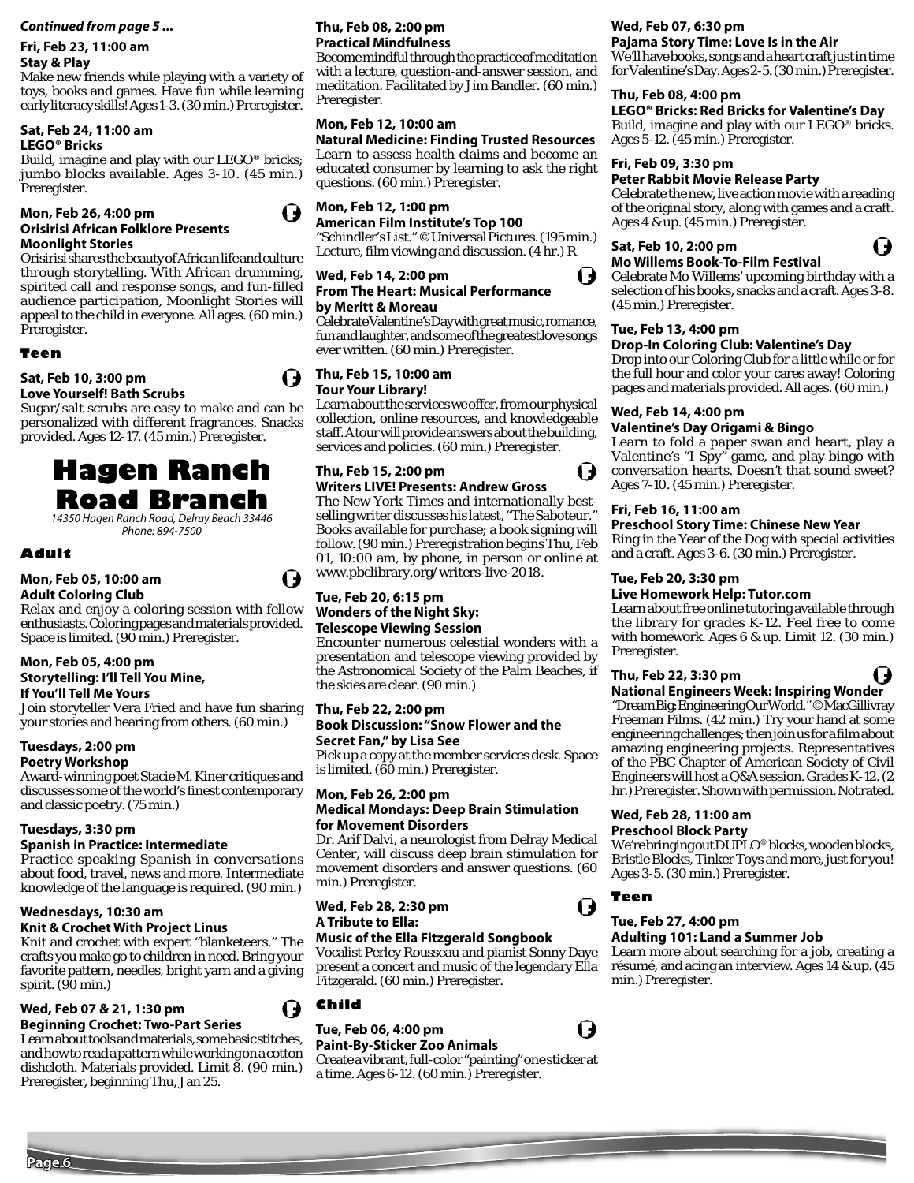*Continued from page 5 ...*

**Fri, Feb 23, 11:00 am**
**Stay & Play**
Make new friends while playing with a variety of toys, books and games. Have fun while learning early literacy skills! Ages 1-3. (30 min.) Preregister.

**Sat, Feb 24, 11:00 am**
**LEGO® Bricks**
Build, imagine and play with our LEGO® bricks; jumbo blocks available. Ages 3-10. (45 min.) Preregister.

**Mon, Feb 26, 4:00 pm**
**Orisirisi African Folklore Presents Moonlight Stories**
Orisirisi shares the beauty of African life and culture through storytelling. With African drumming, spirited call and response songs, and fun-filled audience participation, Moonlight Stories will appeal to the child in everyone. All ages. (60 min.) Preregister.

### Teen

**Sat, Feb 10, 3:00 pm**
**Love Yourself! Bath Scrubs**
Sugar/salt scrubs are easy to make and can be personalized with different fragrances. Snacks provided. Ages 12-17. (45 min.) Preregister.

# Hagen Ranch Road Branch

*14350 Hagen Ranch Road, Delray Beach 33446*
*Phone: 894-7500*

### Adult

**Mon, Feb 05, 10:00 am**
**Adult Coloring Club**
Relax and enjoy a coloring session with fellow enthusiasts. Coloring pages and materials provided. Space is limited. (90 min.) Preregister.

**Mon, Feb 05, 4:00 pm**
**Storytelling: I'll Tell You Mine, If You'll Tell Me Yours**
Join storyteller Vera Fried and have fun sharing your stories and hearing from others. (60 min.)

**Tuesdays, 2:00 pm**
**Poetry Workshop**
Award-winning poet Stacie M. Kiner critiques and discusses some of the world's finest contemporary and classic poetry. (75 min.)

**Tuesdays, 3:30 pm**
**Spanish in Practice: Intermediate**
Practice speaking Spanish in conversations about food, travel, news and more. Intermediate knowledge of the language is required. (90 min.)

**Wednesdays, 10:30 am**
**Knit & Crochet With Project Linus**
Knit and crochet with expert "blanketeers." The crafts you make go to children in need. Bring your favorite pattern, needles, bright yarn and a giving spirit. (90 min.)

**Wed, Feb 07 & 21, 1:30 pm**
**Beginning Crochet: Two-Part Series**
Learn about tools and materials, some basic stitches, and how to read a pattern while working on a cotton dishcloth. Materials provided. Limit 8. (90 min.) Preregister, beginning Thu, Jan 25.

**Thu, Feb 08, 2:00 pm**
**Practical Mindfulness**
Become mindful through the practice of meditation with a lecture, question-and-answer session, and meditation. Facilitated by Jim Bandler. (60 min.) Preregister.

**Mon, Feb 12, 10:00 am**
**Natural Medicine: Finding Trusted Resources**
Learn to assess health claims and become an educated consumer by learning to ask the right questions. (60 min.) Preregister.

**Mon, Feb 12, 1:00 pm**
**American Film Institute's Top 100**
"Schindler's List." © Universal Pictures. (195 min.) Lecture, film viewing and discussion. (4 hr.) R

**Wed, Feb 14, 2:00 pm**
**From The Heart: Musical Performance by Meritt & Moreau**
Celebrate Valentine's Day with great music, romance, fun and laughter, and some of the greatest love songs ever written. (60 min.) Preregister.

**Thu, Feb 15, 10:00 am**
**Tour Your Library!**
Learn about the services we offer, from our physical collection, online resources, and knowledgeable staff. A tour will provide answers about the building, services and policies. (60 min.) Preregister.

**Thu, Feb 15, 2:00 pm**
**Writers LIVE! Presents: Andrew Gross**
The New York Times and internationally bestselling writer discusses his latest, "The Saboteur." Books available for purchase; a book signing will follow. (90 min.) Preregistration begins Thu, Feb 01, 10:00 am, by phone, in person or online at www.pbclibrary.org/writers-live-2018.

**Tue, Feb 20, 6:15 pm**
**Wonders of the Night Sky: Telescope Viewing Session**
Encounter numerous celestial wonders with a presentation and telescope viewing provided by the Astronomical Society of the Palm Beaches, if the skies are clear. (90 min.)

**Thu, Feb 22, 2:00 pm**
**Book Discussion: "Snow Flower and the Secret Fan," by Lisa See**
Pick up a copy at the member services desk. Space is limited. (60 min.) Preregister.

**Mon, Feb 26, 2:00 pm**
**Medical Mondays: Deep Brain Stimulation for Movement Disorders**
Dr. Arif Dalvi, a neurologist from Delray Medical Center, will discuss deep brain stimulation for movement disorders and answer questions. (60 min.) Preregister.

**Wed, Feb 28, 2:30 pm**
**A Tribute to Ella: Music of the Ella Fitzgerald Songbook**
Vocalist Perley Rousseau and pianist Sonny Daye present a concert and music of the legendary Ella Fitzgerald. (60 min.) Preregister.

### Child

**Tue, Feb 06, 4:00 pm**
**Paint-By-Sticker Zoo Animals**
Create a vibrant, full-color "painting" one sticker at a time. Ages 6-12. (60 min.) Preregister.

**Wed, Feb 07, 6:30 pm**
**Pajama Story Time: Love Is in the Air**
We'll have books, songs and a heart craft just in time for Valentine's Day. Ages 2-5. (30 min.) Preregister.

**Thu, Feb 08, 4:00 pm**
**LEGO® Bricks: Red Bricks for Valentine's Day**
Build, imagine and play with our LEGO® bricks. Ages 5-12. (45 min.) Preregister.

**Fri, Feb 09, 3:30 pm**
**Peter Rabbit Movie Release Party**
Celebrate the new, live action movie with a reading of the original story, along with games and a craft. Ages 4 & up. (45 min.) Preregister.

**Sat, Feb 10, 2:00 pm**
**Mo Willems Book-To-Film Festival**
Celebrate Mo Willems' upcoming birthday with a selection of his books, snacks and a craft. Ages 3-8. (45 min.) Preregister.

**Tue, Feb 13, 4:00 pm**
**Drop-In Coloring Club: Valentine's Day**
Drop into our Coloring Club for a little while or for the full hour and color your cares away! Coloring pages and materials provided. All ages. (60 min.)

**Wed, Feb 14, 4:00 pm**
**Valentine's Day Origami & Bingo**
Learn to fold a paper swan and heart, play a Valentine's "I Spy" game, and play bingo with conversation hearts. Doesn't that sound sweet? Ages 7-10. (45 min.) Preregister.

**Fri, Feb 16, 11:00 am**
**Preschool Story Time: Chinese New Year**
Ring in the Year of the Dog with special activities and a craft. Ages 3-6. (30 min.) Preregister.

**Tue, Feb 20, 3:30 pm**
**Live Homework Help: Tutor.com**
Learn about free online tutoring available through the library for grades K-12. Feel free to come with homework. Ages 6 & up. Limit 12. (30 min.) Preregister.

**Thu, Feb 22, 3:30 pm**
**National Engineers Week: Inspiring Wonder**
"Dream Big: Engineering Our World." © MacGillivray Freeman Films. (42 min.) Try your hand at some engineering challenges; then join us for a film about amazing engineering projects. Representatives of the PBC Chapter of American Society of Civil Engineers will host a Q&A session. Grades K-12. (2 hr.) Preregister. Shown with permission. Not rated.

**Wed, Feb 28, 11:00 am**
**Preschool Block Party**
We're bringing out DUPLO® blocks, wooden blocks, Bristle Blocks, Tinker Toys and more, just for you! Ages 3-5. (30 min.) Preregister.

### Teen

**Tue, Feb 27, 4:00 pm**
**Adulting 101: Land a Summer Job**
Learn more about searching for a job, creating a résumé, and acing an interview. Ages 14 & up. (45 min.) Preregister.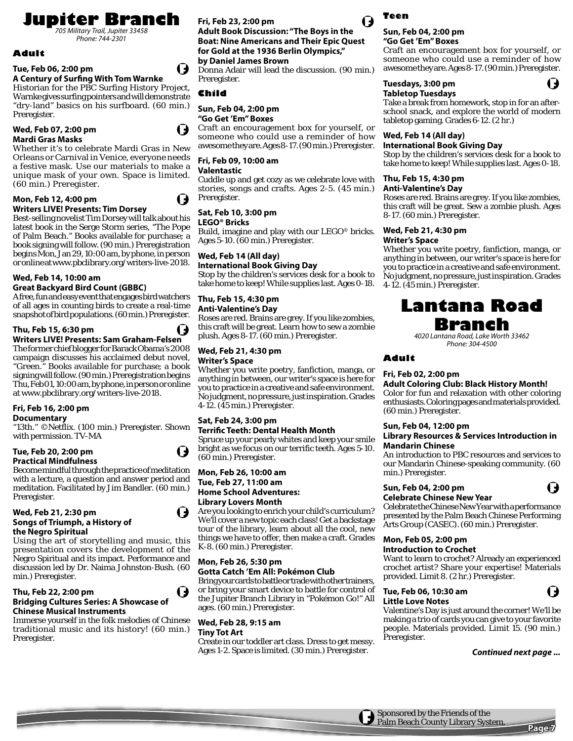# Jupiter Branch

*705 Military Trail, Jupiter 33458*
*Phone: 744-2301*

## Adult

**Tue, Feb 06, 2:00 pm**
**A Century of Surfing With Tom Warnke**
Historian for the PBC Surfing History Project, Warnke gives surfing pointers and will demonstrate "dry-land" basics on his surfboard. (60 min.) Preregister.

**Wed, Feb 07, 2:00 pm**
**Mardi Gras Masks**
Whether it's to celebrate Mardi Gras in New Orleans or Carnival in Venice, everyone needs a festive mask. Use our materials to make a unique mask of your own. Space is limited. (60 min.) Preregister.

**Mon, Feb 12, 4:00 pm**
**Writers LIVE! Presents: Tim Dorsey**
Best-selling novelist Tim Dorsey will talk about his latest book in the Serge Storm series, "The Pope of Palm Beach." Books available for purchase; a book signing will follow. (90 min.) Preregistration begins Mon, Jan 29, 10:00 am, by phone, in person or online at www.pbclibrary.org/writers-live-2018.

**Wed, Feb 14, 10:00 am**
**Great Backyard Bird Count (GBBC)**
A free, fun and easy event that engages bird watchers of all ages in counting birds to create a real-time snapshot of bird populations. (60 min.) Preregister.

**Thu, Feb 15, 6:30 pm**
**Writers LIVE! Presents: Sam Graham-Felsen**
The former chief blogger for Barack Obama's 2008 campaign discusses his acclaimed debut novel, "Green." Books available for purchase; a book signing will follow. (90 min.) Preregistration begins Thu, Feb 01, 10:00 am, by phone, in person or online at www.pbclibrary.org/writers-live-2018.

**Fri, Feb 16, 2:00 pm**
**Documentary**
"13th." ©Netflix. (100 min.) Preregister. Shown with permission. TV-MA

**Tue, Feb 20, 2:00 pm**
**Practical Mindfulness**
Become mindful through the practice of meditation with a lecture, a question and answer period and meditation. Facilitated by Jim Bandler. (60 min.) Preregister.

**Wed, Feb 21, 2:30 pm**
**Songs of Triumph, a History of the Negro Spiritual**
Using the art of storytelling and music, this presentation covers the development of the Negro Spiritual and its impact. Performance and discussion led by Dr. Naima Johnston-Bush. (60 min.) Preregister.

**Thu, Feb 22, 2:00 pm**
**Bridging Cultures Series: A Showcase of Chinese Musical Instruments**
Immerse yourself in the folk melodies of Chinese traditional music and its history! (60 min.) Preregister.

**Fri, Feb 23, 2:00 pm**
**Adult Book Discussion: "The Boys in the Boat: Nine Americans and Their Epic Quest for Gold at the 1936 Berlin Olympics," by Daniel James Brown**
Donna Adair will lead the discussion. (90 min.) Preregister.

## Child

**Sun, Feb 04, 2:00 pm**
**"Go Get 'Em" Boxes**
Craft an encouragement box for yourself, or someone who could use a reminder of how awesome they are. Ages 8-17. (90 min.) Preregister.

**Fri, Feb 09, 10:00 am**
**Valentastic**
Cuddle up and get cozy as we celebrate love with stories, songs and crafts. Ages 2-5. (45 min.) Preregister.

**Sat, Feb 10, 3:00 pm**
**LEGO® Bricks**
Build, imagine and play with our LEGO® bricks. Ages 5-10. (60 min.) Preregister.

**Wed, Feb 14 (All day)**
**International Book Giving Day**
Stop by the children's services desk for a book to take home to keep! While supplies last. Ages 0-18.

**Thu, Feb 15, 4:30 pm**
**Anti-Valentine's Day**
Roses are red. Brains are grey. If you like zombies, this craft will be great. Learn how to sew a zombie plush. Ages 8-17. (60 min.) Preregister.

**Wed, Feb 21, 4:30 pm**
**Writer's Space**
Whether you write poetry, fanfiction, manga, or anything in between, our writer's space is here for you to practice in a creative and safe environment. No judgment, no pressure, just inspiration. Grades 4-12. (45 min.) Preregister.

**Sat, Feb 24, 3:00 pm**
**Terrific Teeth: Dental Health Month**
Spruce up your pearly whites and keep your smile bright as we focus on our terrific teeth. Ages 5-10. (60 min.) Preregister.

**Mon, Feb 26, 10:00 am**
**Tue, Feb 27, 11:00 am**
**Home School Adventures: Library Lovers Month**
Are you looking to enrich your child's curriculum? We'll cover a new topic each class! Get a backstage tour of the library, learn about all the cool, new things we have to offer, then make a craft. Grades K-8. (60 min.) Preregister.

**Mon, Feb 26, 5:30 pm**
**Gotta Catch 'Em All: Pokémon Club**
Bring your cards to battle or trade with other trainers, or bring your smart device to battle for control of the Jupiter Branch Library in "Pokémon Go!" All ages. (60 min.) Preregister.

**Wed, Feb 28, 9:15 am**
**Tiny Tot Art**
Create in our toddler art class. Dress to get messy. Ages 1-2. Space is limited. (30 min.) Preregister.

## Teen

**Sun, Feb 04, 2:00 pm**
**"Go Get 'Em" Boxes**
Craft an encouragement box for yourself, or someone who could use a reminder of how awesome they are. Ages 8-17. (90 min.) Preregister.

**Tuesdays, 3:00 pm**
**Tabletop Tuesdays**
Take a break from homework, stop in for an after-school snack, and explore the world of modern tabletop gaming. Grades 6-12. (2 hr.)

**Wed, Feb 14 (All day)**
**International Book Giving Day**
Stop by the children's services desk for a book to take home to keep! While supplies last. Ages 0-18.

**Thu, Feb 15, 4:30 pm**
**Anti-Valentine's Day**
Roses are red. Brains are grey. If you like zombies, this craft will be great. Sew a zombie plush. Ages 8-17. (60 min.) Preregister.

**Wed, Feb 21, 4:30 pm**
**Writer's Space**
Whether you write poetry, fanfiction, manga, or anything in between, our writer's space is here for you to practice in a creative and safe environment. No judgment, no pressure, just inspiration. Grades 4-12. (45 min.) Preregister.

# Lantana Road Branch

*4020 Lantana Road, Lake Worth 33462*
*Phone: 304-4500*

## Adult

**Fri, Feb 02, 2:00 pm**
**Adult Coloring Club: Black History Month!**
Color for fun and relaxation with other coloring enthusiasts. Coloring pages and materials provided. (60 min.) Preregister.

**Sun, Feb 04, 12:00 pm**
**Library Resources & Services Introduction in Mandarin Chinese**
An introduction to PBC resources and services to our Mandarin Chinese-speaking community. (60 min.) Preregister.

**Sun, Feb 04, 2:00 pm**
**Celebrate Chinese New Year**
Celebrate the Chinese New Year with a performance presented by the Palm Beach Chinese Performing Arts Group (CASEC). (60 min.) Preregister.

**Mon, Feb 05, 2:00 pm**
**Introduction to Crochet**
Want to learn to crochet? Already an experienced crochet artist? Share your expertise! Materials provided. Limit 8. (2 hr.) Preregister.

**Tue, Feb 06, 10:30 am**
**Little Love Notes**
Valentine's Day is just around the corner! We'll be making a trio of cards you can give to your favorite people. Materials provided. Limit 15. (90 min.) Preregister.

***Continued next page ...***

Sponsored by the Friends of the Palm Beach County Library System.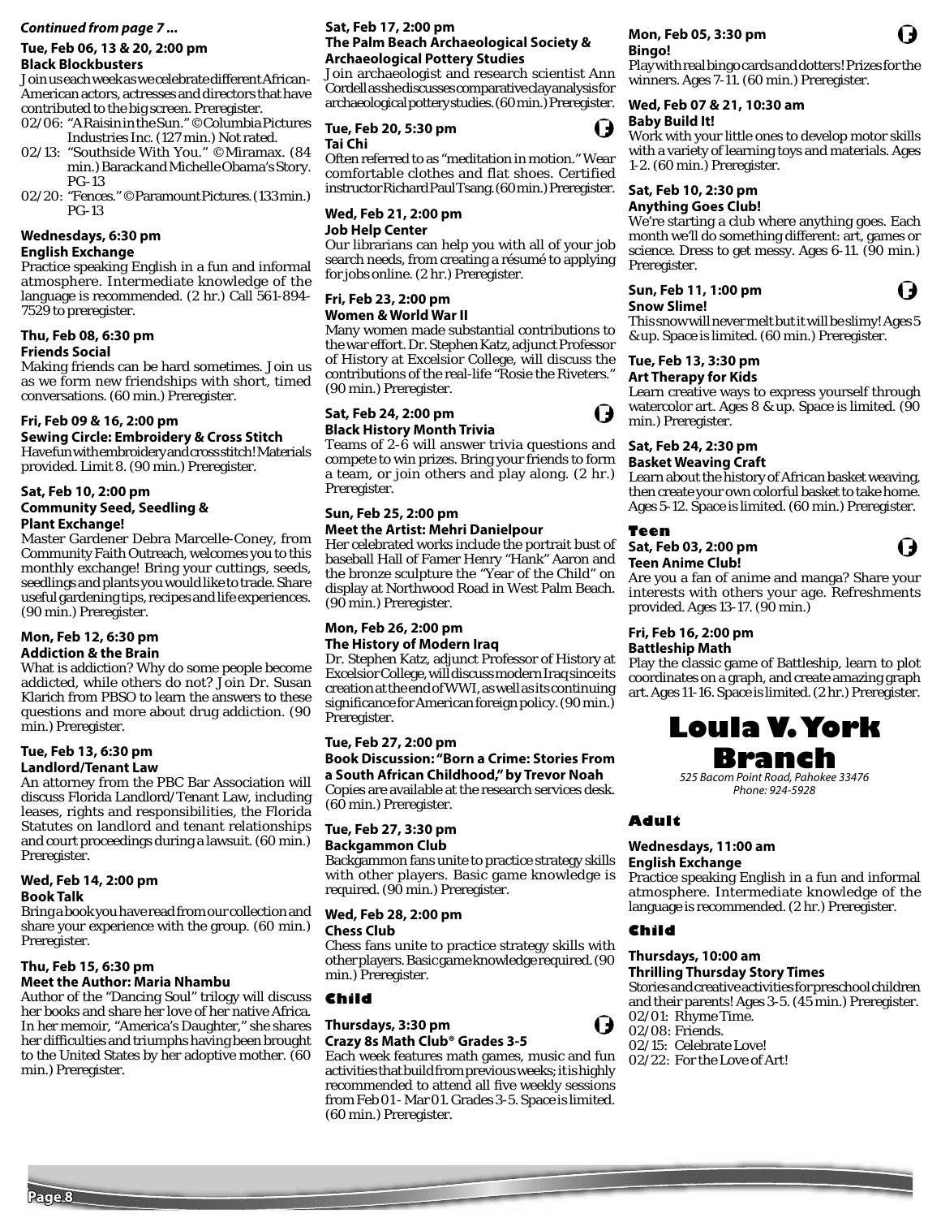*Continued from page 7 ...*

**Tue, Feb 06, 13 & 20, 2:00 pm**
**Black Blockbusters**

Join us each week as we celebrate different African-American actors, actresses and directors that have contributed to the big screen. Preregister.

- 02/06: "A Raisin in the Sun." © Columbia Pictures Industries Inc. (127 min.) Not rated.
- 02/13: "Southside With You." © Miramax. (84 min.) Barack and Michelle Obama's Story. PG-13
- 02/20: "Fences." © Paramount Pictures. (133 min.) PG-13

**Wednesdays, 6:30 pm**
**English Exchange**

Practice speaking English in a fun and informal atmosphere. Intermediate knowledge of the language is recommended. (2 hr.) Call 561-894-7529 to preregister.

**Thu, Feb 08, 6:30 pm**
**Friends Social**

Making friends can be hard sometimes. Join us as we form new friendships with short, timed conversations. (60 min.) Preregister.

**Fri, Feb 09 & 16, 2:00 pm**
**Sewing Circle: Embroidery & Cross Stitch**

Have fun with embroidery and cross stitch! Materials provided. Limit 8. (90 min.) Preregister.

**Sat, Feb 10, 2:00 pm**
**Community Seed, Seedling & Plant Exchange!**

Master Gardener Debra Marcelle-Coney, from Community Faith Outreach, welcomes you to this monthly exchange! Bring your cuttings, seeds, seedlings and plants you would like to trade. Share useful gardening tips, recipes and life experiences. (90 min.) Preregister.

**Mon, Feb 12, 6:30 pm**
**Addiction & the Brain**

What is addiction? Why do some people become addicted, while others do not? Join Dr. Susan Klarich from PBSO to learn the answers to these questions and more about drug addiction. (90 min.) Preregister.

**Tue, Feb 13, 6:30 pm**
**Landlord/Tenant Law**

An attorney from the PBC Bar Association will discuss Florida Landlord/Tenant Law, including leases, rights and responsibilities, the Florida Statutes on landlord and tenant relationships and court proceedings during a lawsuit. (60 min.) Preregister.

**Wed, Feb 14, 2:00 pm**
**Book Talk**

Bring a book you have read from our collection and share your experience with the group. (60 min.) Preregister.

**Thu, Feb 15, 6:30 pm**
**Meet the Author: Maria Nhambu**

Author of the "Dancing Soul" trilogy will discuss her books and share her love of her native Africa. In her memoir, "America's Daughter," she shares her difficulties and triumphs having been brought to the United States by her adoptive mother. (60 min.) Preregister.

**Sat, Feb 17, 2:00 pm**
**The Palm Beach Archaeological Society & Archaeological Pottery Studies**

Join archaeologist and research scientist Ann Cordell as she discusses comparative clay analysis for archaeological pottery studies. (60 min.) Preregister.

**Tue, Feb 20, 5:30 pm**
**Tai Chi**

Often referred to as "meditation in motion." Wear comfortable clothes and flat shoes. Certified instructor Richard Paul Tsang. (60 min.) Preregister.

**Wed, Feb 21, 2:00 pm**
**Job Help Center**

Our librarians can help you with all of your job search needs, from creating a résumé to applying for jobs online. (2 hr.) Preregister.

**Fri, Feb 23, 2:00 pm**
**Women & World War II**

Many women made substantial contributions to the war effort. Dr. Stephen Katz, adjunct Professor of History at Excelsior College, will discuss the contributions of the real-life "Rosie the Riveters." (90 min.) Preregister.

**Sat, Feb 24, 2:00 pm**
**Black History Month Trivia**

Teams of 2-6 will answer trivia questions and compete to win prizes. Bring your friends to form a team, or join others and play along. (2 hr.) Preregister.

**Sun, Feb 25, 2:00 pm**
**Meet the Artist: Mehri Danielpour**

Her celebrated works include the portrait bust of baseball Hall of Famer Henry "Hank" Aaron and the bronze sculpture the "Year of the Child" on display at Northwood Road in West Palm Beach. (90 min.) Preregister.

**Mon, Feb 26, 2:00 pm**
**The History of Modern Iraq**

Dr. Stephen Katz, adjunct Professor of History at Excelsior College, will discuss modern Iraq since its creation at the end of WWI, as well as its continuing significance for American foreign policy. (90 min.) Preregister.

**Tue, Feb 27, 2:00 pm**
**Book Discussion: "Born a Crime: Stories From a South African Childhood," by Trevor Noah**

Copies are available at the research services desk. (60 min.) Preregister.

**Tue, Feb 27, 3:30 pm**
**Backgammon Club**

Backgammon fans unite to practice strategy skills with other players. Basic game knowledge is required. (90 min.) Preregister.

**Wed, Feb 28, 2:00 pm**
**Chess Club**

Chess fans unite to practice strategy skills with other players. Basic game knowledge required. (90 min.) Preregister.

### Child

**Thursdays, 3:30 pm**
**Crazy 8s Math Club® Grades 3-5**

Each week features math games, music and fun activities that build from previous weeks; it is highly recommended to attend all five weekly sessions from Feb 01 - Mar 01. Grades 3-5. Space is limited. (60 min.) Preregister.

**Mon, Feb 05, 3:30 pm**
**Bingo!**

Play with real bingo cards and dotters! Prizes for the winners. Ages 7-11. (60 min.) Preregister.

**Wed, Feb 07 & 21, 10:30 am**
**Baby Build It!**

Work with your little ones to develop motor skills with a variety of learning toys and materials. Ages 1-2. (60 min.) Preregister.

**Sat, Feb 10, 2:30 pm**
**Anything Goes Club!**

We're starting a club where anything goes. Each month we'll do something different: art, games or science. Dress to get messy. Ages 6-11. (90 min.) Preregister.

**Sun, Feb 11, 1:00 pm**
**Snow Slime!**

This snow will never melt but it will be slimy! Ages 5 & up. Space is limited. (60 min.) Preregister.

**Tue, Feb 13, 3:30 pm**
**Art Therapy for Kids**

Learn creative ways to express yourself through watercolor art. Ages 8 & up. Space is limited. (90 min.) Preregister.

**Sat, Feb 24, 2:30 pm**
**Basket Weaving Craft**

Learn about the history of African basket weaving, then create your own colorful basket to take home. Ages 5-12. Space is limited. (60 min.) Preregister.

### Teen

**Sat, Feb 03, 2:00 pm**
**Teen Anime Club!**

Are you a fan of anime and manga? Share your interests with others your age. Refreshments provided. Ages 13-17. (90 min.)

**Fri, Feb 16, 2:00 pm**
**Battleship Math**

Play the classic game of Battleship, learn to plot coordinates on a graph, and create amazing graph art. Ages 11-16. Space is limited. (2 hr.) Preregister.

# Loula V. York Branch

*525 Bacom Point Road, Pahokee 33476*
*Phone: 924-5928*

### Adult

**Wednesdays, 11:00 am**
**English Exchange**

Practice speaking English in a fun and informal atmosphere. Intermediate knowledge of the language is recommended. (2 hr.) Preregister.

### Child

**Thursdays, 10:00 am**
**Thrilling Thursday Story Times**

Stories and creative activities for preschool children and their parents! Ages 3-5. (45 min.) Preregister.

- 02/01: Rhyme Time.
- 02/08: Friends.
- 02/15: Celebrate Love!
- 02/22: For the Love of Art!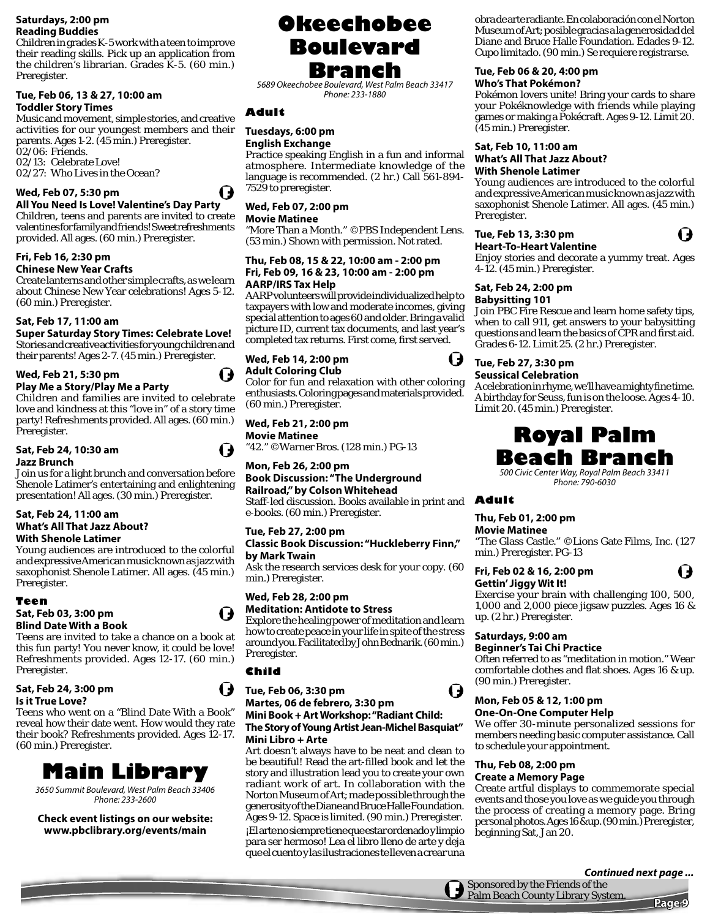**Saturdays, 2:00 pm**
**Reading Buddies**
Children in grades K-5 work with a teen to improve their reading skills. Pick up an application from the children's librarian. Grades K-5. (60 min.) Preregister.

**Tue, Feb 06, 13 & 27, 10:00 am**
**Toddler Story Times**
Music and movement, simple stories, and creative activities for our youngest members and their parents. Ages 1-2. (45 min.) Preregister.
02/06: Friends.
02/13: Celebrate Love!
02/27: Who Lives in the Ocean?

**Wed, Feb 07, 5:30 pm**
**All You Need Is Love! Valentine's Day Party**
Children, teens and parents are invited to create valentines for family and friends! Sweet refreshments provided. All ages. (60 min.) Preregister.

**Fri, Feb 16, 2:30 pm**
**Chinese New Year Crafts**
Create lanterns and other simple crafts, as we learn about Chinese New Year celebrations! Ages 5-12. (60 min.) Preregister.

**Sat, Feb 17, 11:00 am**
**Super Saturday Story Times: Celebrate Love!**
Stories and creative activities for young children and their parents! Ages 2-7. (45 min.) Preregister.

**Wed, Feb 21, 5:30 pm**
**Play Me a Story/Play Me a Party**
Children and families are invited to celebrate love and kindness at this "love in" of a story time party! Refreshments provided. All ages. (60 min.) Preregister.

**Sat, Feb 24, 10:30 am**
**Jazz Brunch**
Join us for a light brunch and conversation before Shenole Latimer's entertaining and enlightening presentation! All ages. (30 min.) Preregister.

**Sat, Feb 24, 11:00 am**
**What's All That Jazz About? With Shenole Latimer**
Young audiences are introduced to the colorful and expressive American music known as jazz with saxophonist Shenole Latimer. All ages. (45 min.) Preregister.

### Teen

**Sat, Feb 03, 3:00 pm**
**Blind Date With a Book**
Teens are invited to take a chance on a book at this fun party! You never know, it could be love! Refreshments provided. Ages 12-17. (60 min.) Preregister.

**Sat, Feb 24, 3:00 pm**
**Is it True Love?**
Teens who went on a "Blind Date With a Book" reveal how their date went. How would they rate their book? Refreshments provided. Ages 12-17. (60 min.) Preregister.

# Main Library

*3650 Summit Boulevard, West Palm Beach 33406*
*Phone: 233-2600*

**Check event listings on our website: www.pbclibrary.org/events/main**

# Okeechobee Boulevard Branch

*5689 Okeechobee Boulevard, West Palm Beach 33417*
*Phone: 233-1880*

### Adult

**Tuesdays, 6:00 pm**
**English Exchange**
Practice speaking English in a fun and informal atmosphere. Intermediate knowledge of the language is recommended. (2 hr.) Call 561-894-7529 to preregister.

**Wed, Feb 07, 2:00 pm**
**Movie Matinee**
"More Than a Month." ©PBS Independent Lens. (53 min.) Shown with permission. Not rated.

**Thu, Feb 08, 15 & 22, 10:00 am - 2:00 pm**
**Fri, Feb 09, 16 & 23, 10:00 am - 2:00 pm**
**AARP/IRS Tax Help**
AARP volunteers will provide individualized help to taxpayers with low and moderate incomes, giving special attention to ages 60 and older. Bring a valid picture ID, current tax documents, and last year's completed tax returns. First come, first served.

**Wed, Feb 14, 2:00 pm**
**Adult Coloring Club**
Color for fun and relaxation with other coloring enthusiasts. Coloring pages and materials provided. (60 min.) Preregister.

**Wed, Feb 21, 2:00 pm**
**Movie Matinee**
"42." ©Warner Bros. (128 min.) PG-13

**Mon, Feb 26, 2:00 pm**
**Book Discussion: "The Underground Railroad," by Colson Whitehead**
Staff-led discussion. Books available in print and e-books. (60 min.) Preregister.

**Tue, Feb 27, 2:00 pm**
**Classic Book Discussion: "Huckleberry Finn," by Mark Twain**
Ask the research services desk for your copy. (60 min.) Preregister.

**Wed, Feb 28, 2:00 pm**
**Meditation: Antidote to Stress**
Explore the healing power of meditation and learn how to create peace in your life in spite of the stress around you. Facilitated by John Bednarik. (60 min.) Preregister.

### Child

**Tue, Feb 06, 3:30 pm**
**Martes, 06 de febrero, 3:30 pm**
**Mini Book + Art Workshop: "Radiant Child: The Story of Young Artist Jean-Michel Basquiat" Mini Libro + Arte**
Art doesn't always have to be neat and clean to be beautiful! Read the art-filled book and let the story and illustration lead you to create your own radiant work of art. In collaboration with the Norton Museum of Art; made possible through the generosity of the Diane and Bruce Halle Foundation. Ages 9-12. Space is limited. (90 min.) Preregister.

¡El arte no siempre tiene que estar ordenado y limpio para ser hermoso! Lea el libro lleno de arte y deja que el cuento y las ilustraciones te lleven a crear una obra de arte radiante. En colaboración con el Norton Museum of Art; posible gracias a la generosidad del Diane and Bruce Halle Foundation. Edades 9-12. Cupo limitado. (90 min.) Se requiere registrarse.

**Tue, Feb 06 & 20, 4:00 pm**
**Who's That Pokémon?**
Pokémon lovers unite! Bring your cards to share your Pokéknowledge with friends while playing games or making a Pokécraft. Ages 9-12. Limit 20. (45 min.) Preregister.

**Sat, Feb 10, 11:00 am**
**What's All That Jazz About? With Shenole Latimer**
Young audiences are introduced to the colorful and expressive American music known as jazz with saxophonist Shenole Latimer. All ages. (45 min.) Preregister.

**Tue, Feb 13, 3:30 pm**
**Heart-To-Heart Valentine**
Enjoy stories and decorate a yummy treat. Ages 4-12. (45 min.) Preregister.

**Sat, Feb 24, 2:00 pm**
**Babysitting 101**
Join PBC Fire Rescue and learn home safety tips, when to call 911, get answers to your babysitting questions and learn the basics of CPR and first aid. Grades 6-12. Limit 25. (2 hr.) Preregister.

**Tue, Feb 27, 3:30 pm**
**Seussical Celebration**
A celebration in rhyme, we'll have a mighty fine time. A birthday for Seuss, fun is on the loose. Ages 4-10. Limit 20. (45 min.) Preregister.

# Royal Palm Beach Branch

*500 Civic Center Way, Royal Palm Beach 33411*
*Phone: 790-6030*

### Adult

**Thu, Feb 01, 2:00 pm**
**Movie Matinee**
"The Glass Castle." ©Lions Gate Films, Inc. (127 min.) Preregister. PG-13

**Fri, Feb 02 & 16, 2:00 pm**
**Gettin' Jiggy Wit It!**
Exercise your brain with challenging 100, 500, 1,000 and 2,000 piece jigsaw puzzles. Ages 16 & up. (2 hr.) Preregister.

**Saturdays, 9:00 am**
**Beginner's Tai Chi Practice**
Often referred to as "meditation in motion." Wear comfortable clothes and flat shoes. Ages 16 & up. (90 min.) Preregister.

**Mon, Feb 05 & 12, 1:00 pm**
**One-On-One Computer Help**
We offer 30-minute personalized sessions for members needing basic computer assistance. Call to schedule your appointment.

**Thu, Feb 08, 2:00 pm**
**Create a Memory Page**
Create artful displays to commemorate special events and those you love as we guide you through the process of creating a memory page. Bring personal photos. Ages 16 & up. (90 min.) Preregister, beginning Sat, Jan 20.

***Continued next page ...***

Sponsored by the Friends of the Palm Beach County Library System.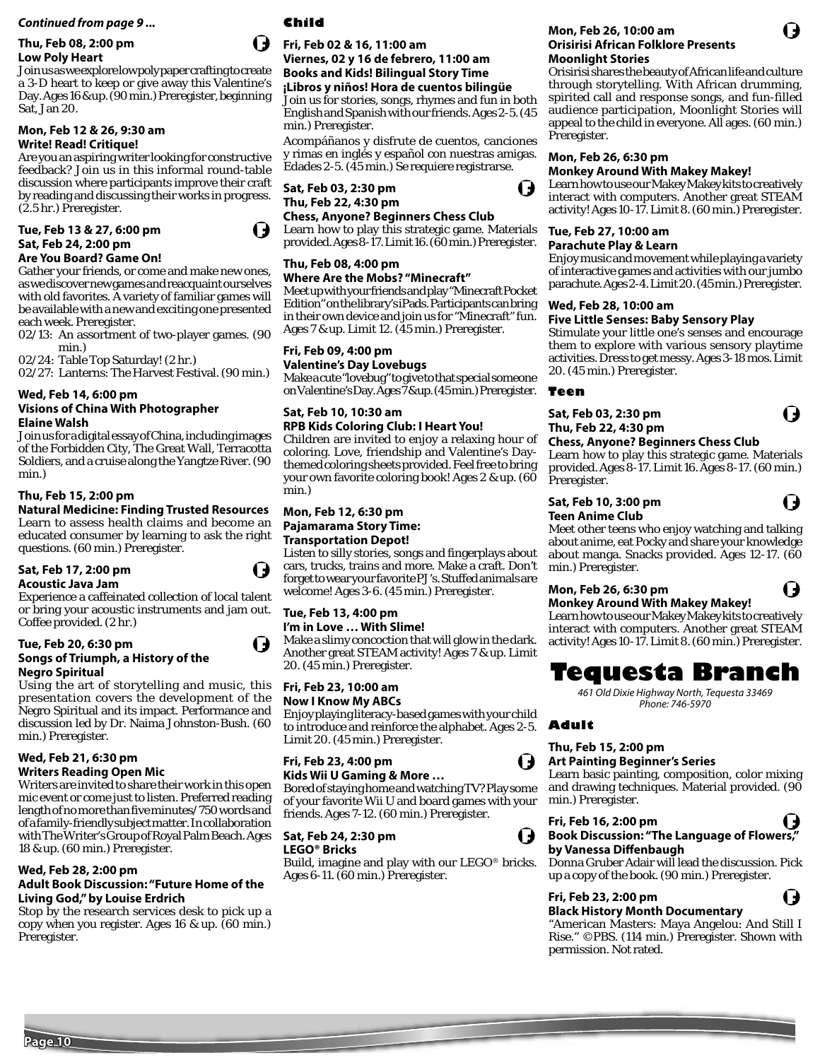*Continued from page 9 ...*

**Thu, Feb 08, 2:00 pm**
**Low Poly Heart**
Join us as we explore low poly paper crafting to create a 3-D heart to keep or give away this Valentine's Day. Ages 16 & up. (90 min.) Preregister, beginning Sat, Jan 20.

**Mon, Feb 12 & 26, 9:30 am**
**Write! Read! Critique!**
Are you an aspiring writer looking for constructive feedback? Join us in this informal round-table discussion where participants improve their craft by reading and discussing their works in progress. (2.5 hr.) Preregister.

**Tue, Feb 13 & 27, 6:00 pm**
**Sat, Feb 24, 2:00 pm**
**Are You Board? Game On!**
Gather your friends, or come and make new ones, as we discover new games and reacquaint ourselves with old favorites. A variety of familiar games will be available with a new and exciting one presented each week. Preregister.
02/13: An assortment of two-player games. (90 min.)
02/24: Table Top Saturday! (2 hr.)
02/27: Lanterns: The Harvest Festival. (90 min.)

**Wed, Feb 14, 6:00 pm**
**Visions of China With Photographer Elaine Walsh**
Join us for a digital essay of China, including images of the Forbidden City, The Great Wall, Terracotta Soldiers, and a cruise along the Yangtze River. (90 min.)

**Thu, Feb 15, 2:00 pm**
**Natural Medicine: Finding Trusted Resources**
Learn to assess health claims and become an educated consumer by learning to ask the right questions. (60 min.) Preregister.

**Sat, Feb 17, 2:00 pm**
**Acoustic Java Jam**
Experience a caffeinated collection of local talent or bring your acoustic instruments and jam out. Coffee provided. (2 hr.)

**Tue, Feb 20, 6:30 pm**
**Songs of Triumph, a History of the Negro Spiritual**
Using the art of storytelling and music, this presentation covers the development of the Negro Spiritual and its impact. Performance and discussion led by Dr. Naima Johnston-Bush. (60 min.) Preregister.

**Wed, Feb 21, 6:30 pm**
**Writers Reading Open Mic**
Writers are invited to share their work in this open mic event or come just to listen. Preferred reading length of no more than five minutes/750 words and of a family-friendly subject matter. In collaboration with The Writer's Group of Royal Palm Beach. Ages 18 & up. (60 min.) Preregister.

**Wed, Feb 28, 2:00 pm**
**Adult Book Discussion: "Future Home of the Living God," by Louise Erdrich**
Stop by the research services desk to pick up a copy when you register. Ages 16 & up. (60 min.) Preregister.

## Child

**Fri, Feb 02 & 16, 11:00 am**
**Viernes, 02 y 16 de febrero, 11:00 am**
**Books and Kids! Bilingual Story Time**
**¡Libros y niños! Hora de cuentos bilingüe**
Join us for stories, songs, rhymes and fun in both English and Spanish with our friends. Ages 2-5. (45 min.) Preregister.

Acompáñanos y disfrute de cuentos, canciones y rimas en inglés y español con nuestras amigas. Edades 2-5. (45 min.) Se requiere registrarse.

**Sat, Feb 03, 2:30 pm**
**Thu, Feb 22, 4:30 pm**
**Chess, Anyone? Beginners Chess Club**
Learn how to play this strategic game. Materials provided. Ages 8-17. Limit 16. (60 min.) Preregister.

**Thu, Feb 08, 4:00 pm**
**Where Are the Mobs? "Minecraft"**
Meet up with your friends and play "Minecraft Pocket Edition" on the library's iPads. Participants can bring in their own device and join us for "Minecraft" fun. Ages 7 & up. Limit 12. (45 min.) Preregister.

**Fri, Feb 09, 4:00 pm**
**Valentine's Day Lovebugs**
Make a cute "lovebug" to give to that special someone on Valentine's Day. Ages 7 & up. (45 min.) Preregister.

**Sat, Feb 10, 10:30 am**
**RPB Kids Coloring Club: I Heart You!**
Children are invited to enjoy a relaxing hour of coloring. Love, friendship and Valentine's Day-themed coloring sheets provided. Feel free to bring your own favorite coloring book! Ages 2 & up. (60 min.)

**Mon, Feb 12, 6:30 pm**
**Pajamarama Story Time: Transportation Depot!**
Listen to silly stories, songs and fingerplays about cars, trucks, trains and more. Make a craft. Don't forget to wear your favorite PJ's. Stuffed animals are welcome! Ages 3-6. (45 min.) Preregister.

**Tue, Feb 13, 4:00 pm**
**I'm in Love … With Slime!**
Make a slimy concoction that will glow in the dark. Another great STEAM activity! Ages 7 & up. Limit 20. (45 min.) Preregister.

**Fri, Feb 23, 10:00 am**
**Now I Know My ABCs**
Enjoy playing literacy-based games with your child to introduce and reinforce the alphabet. Ages 2-5. Limit 20. (45 min.) Preregister.

**Fri, Feb 23, 4:00 pm**
**Kids Wii U Gaming & More …**
Bored of staying home and watching TV? Play some of your favorite Wii U and board games with your friends. Ages 7-12. (60 min.) Preregister.

**Sat, Feb 24, 2:30 pm**
**LEGO® Bricks**
Build, imagine and play with our LEGO® bricks. Ages 6-11. (60 min.) Preregister.

**Mon, Feb 26, 10:00 am**
**Orisirisi African Folklore Presents Moonlight Stories**
Orisirisi shares the beauty of African life and culture through storytelling. With African drumming, spirited call and response songs, and fun-filled audience participation, Moonlight Stories will appeal to the child in everyone. All ages. (60 min.) Preregister.

**Mon, Feb 26, 6:30 pm**
**Monkey Around With Makey Makey!**
Learn how to use our Makey Makey kits to creatively interact with computers. Another great STEAM activity! Ages 10-17. Limit 8. (60 min.) Preregister.

**Tue, Feb 27, 10:00 am**
**Parachute Play & Learn**
Enjoy music and movement while playing a variety of interactive games and activities with our jumbo parachute. Ages 2-4. Limit 20. (45 min.) Preregister.

**Wed, Feb 28, 10:00 am**
**Five Little Senses: Baby Sensory Play**
Stimulate your little one's senses and encourage them to explore with various sensory playtime activities. Dress to get messy. Ages 3-18 mos. Limit 20. (45 min.) Preregister.

## Teen

**Sat, Feb 03, 2:30 pm**
**Thu, Feb 22, 4:30 pm**
**Chess, Anyone? Beginners Chess Club**
Learn how to play this strategic game. Materials provided. Ages 8-17. Limit 16. Ages 8-17. (60 min.) Preregister.

**Sat, Feb 10, 3:00 pm**
**Teen Anime Club**
Meet other teens who enjoy watching and talking about anime, eat Pocky and share your knowledge about manga. Snacks provided. Ages 12-17. (60 min.) Preregister.

**Mon, Feb 26, 6:30 pm**
**Monkey Around With Makey Makey!**
Learn how to use our Makey Makey kits to creatively interact with computers. Another great STEAM activity! Ages 10-17. Limit 8. (60 min.) Preregister.

# Tequesta Branch

*461 Old Dixie Highway North, Tequesta 33469*
*Phone: 746-5970*

## Adult

**Thu, Feb 15, 2:00 pm**
**Art Painting Beginner's Series**
Learn basic painting, composition, color mixing and drawing techniques. Material provided. (90 min.) Preregister.

**Fri, Feb 16, 2:00 pm**
**Book Discussion: "The Language of Flowers," by Vanessa Diffenbaugh**
Donna Gruber Adair will lead the discussion. Pick up a copy of the book. (90 min.) Preregister.

**Fri, Feb 23, 2:00 pm**
**Black History Month Documentary**
"American Masters: Maya Angelou: And Still I Rise." ©PBS. (114 min.) Preregister. Shown with permission. Not rated.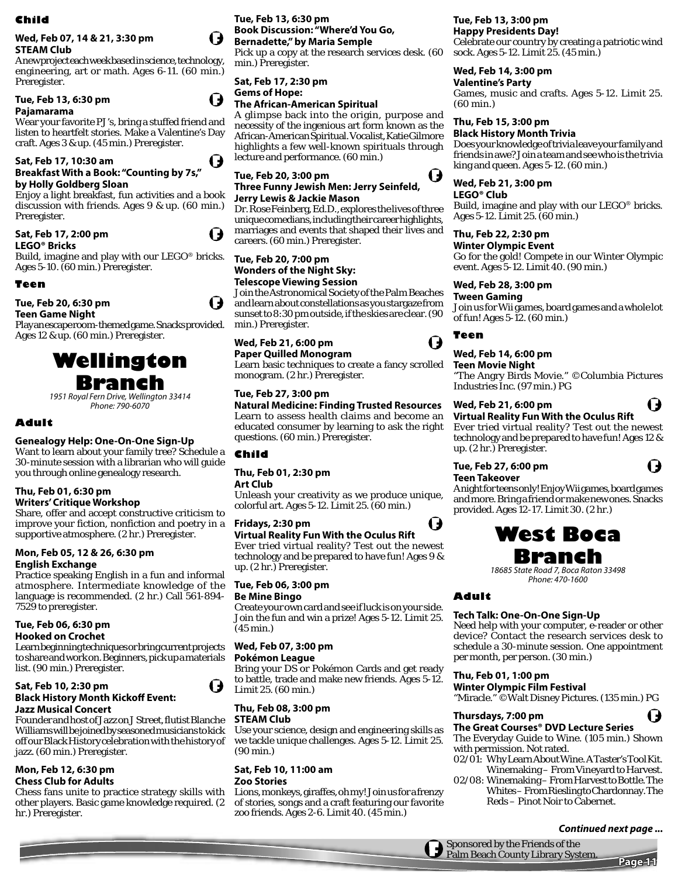### Child

**Wed, Feb 07, 14 & 21, 3:30 pm**
**STEAM Club**
A new project each week based in science, technology, engineering, art or math. Ages 6-11. (60 min.) Preregister.

**Tue, Feb 13, 6:30 pm**
**Pajamarama**
Wear your favorite PJ's, bring a stuffed friend and listen to heartfelt stories. Make a Valentine's Day craft. Ages 3 & up. (45 min.) Preregister.

**Sat, Feb 17, 10:30 am**
**Breakfast With a Book: "Counting by 7s," by Holly Goldberg Sloan**
Enjoy a light breakfast, fun activities and a book discussion with friends. Ages 9 & up. (60 min.) Preregister.

**Sat, Feb 17, 2:00 pm**
**LEGO® Bricks**
Build, imagine and play with our LEGO® bricks. Ages 5-10. (60 min.) Preregister.

### Teen

**Tue, Feb 20, 6:30 pm**
**Teen Game Night**
Play an escape room-themed game. Snacks provided. Ages 12 & up. (60 min.) Preregister.

## Wellington Branch

*1951 Royal Fern Drive, Wellington 33414*
*Phone: 790-6070*

### Adult

**Genealogy Help: One-On-One Sign-Up**
Want to learn about your family tree? Schedule a 30-minute session with a librarian who will guide you through online genealogy research.

**Thu, Feb 01, 6:30 pm**
**Writers' Critique Workshop**
Share, offer and accept constructive criticism to improve your fiction, nonfiction and poetry in a supportive atmosphere. (2 hr.) Preregister.

**Mon, Feb 05, 12 & 26, 6:30 pm**
**English Exchange**
Practice speaking English in a fun and informal atmosphere. Intermediate knowledge of the language is recommended. (2 hr.) Call 561-894-7529 to preregister.

**Tue, Feb 06, 6:30 pm**
**Hooked on Crochet**
Learn beginning techniques or bring current projects to share and work on. Beginners, pick up a materials list. (90 min.) Preregister.

**Sat, Feb 10, 2:30 pm**
**Black History Month Kickoff Event: Jazz Musical Concert**
Founder and host of Jazz on J Street, flutist Blanche Williams will be joined by seasoned musicians to kick off our Black History celebration with the history of jazz. (60 min.) Preregister.

**Mon, Feb 12, 6:30 pm**
**Chess Club for Adults**
Chess fans unite to practice strategy skills with other players. Basic game knowledge required. (2 hr.) Preregister.

**Tue, Feb 13, 6:30 pm**
**Book Discussion: "Where'd You Go, Bernadette," by Maria Semple**
Pick up a copy at the research services desk. (60 min.) Preregister.

**Sat, Feb 17, 2:30 pm**
**Gems of Hope: The African-American Spiritual**
A glimpse back into the origin, purpose and necessity of the ingenious art form known as the African-American Spiritual. Vocalist, Katie Gilmore highlights a few well-known spirituals through lecture and performance. (60 min.)

**Tue, Feb 20, 3:00 pm**
**Three Funny Jewish Men: Jerry Seinfeld, Jerry Lewis & Jackie Mason**
Dr. Rose Feinberg, Ed.D., explores the lives of three unique comedians, including their career highlights, marriages and events that shaped their lives and careers. (60 min.) Preregister.

**Tue, Feb 20, 7:00 pm**
**Wonders of the Night Sky: Telescope Viewing Session**
Join the Astronomical Society of the Palm Beaches and learn about constellations as you stargaze from sunset to 8:30 pm outside, if the skies are clear. (90 min.) Preregister.

**Wed, Feb 21, 6:00 pm**
**Paper Quilled Monogram**
Learn basic techniques to create a fancy scrolled monogram. (2 hr.) Preregister.

**Tue, Feb 27, 3:00 pm**
**Natural Medicine: Finding Trusted Resources**
Learn to assess health claims and become an educated consumer by learning to ask the right questions. (60 min.) Preregister.

### Child

**Thu, Feb 01, 2:30 pm**
**Art Club**
Unleash your creativity as we produce unique, colorful art. Ages 5-12. Limit 25. (60 min.)

**Fridays, 2:30 pm**
**Virtual Reality Fun With the Oculus Rift**
Ever tried virtual reality? Test out the newest technology and be prepared to have fun! Ages 9 & up. (2 hr.) Preregister.

**Tue, Feb 06, 3:00 pm**
**Be Mine Bingo**
Create your own card and see if luck is on your side. Join the fun and win a prize! Ages 5-12. Limit 25. (45 min.)

**Wed, Feb 07, 3:00 pm**
**Pokémon League**
Bring your DS or Pokémon Cards and get ready to battle, trade and make new friends. Ages 5-12. Limit 25. (60 min.)

**Thu, Feb 08, 3:00 pm**
**STEAM Club**
Use your science, design and engineering skills as we tackle unique challenges. Ages 5-12. Limit 25. (90 min.)

**Sat, Feb 10, 11:00 am**
**Zoo Stories**
Lions, monkeys, giraffes, oh my! Join us for a frenzy of stories, songs and a craft featuring our favorite zoo friends. Ages 2-6. Limit 40. (45 min.)

**Tue, Feb 13, 3:00 pm**
**Happy Presidents Day!**
Celebrate our country by creating a patriotic wind sock. Ages 5-12. Limit 25. (45 min.)

**Wed, Feb 14, 3:00 pm**
**Valentine's Party**
Games, music and crafts. Ages 5-12. Limit 25. (60 min.)

**Thu, Feb 15, 3:00 pm**
**Black History Month Trivia**
Does your knowledge of trivia leave your family and friends in awe? Join a team and see who is the trivia king and queen. Ages 5-12. (60 min.)

**Wed, Feb 21, 3:00 pm**
**LEGO® Club**
Build, imagine and play with our LEGO® bricks. Ages 5-12. Limit 25. (60 min.)

**Thu, Feb 22, 2:30 pm**
**Winter Olympic Event**
Go for the gold! Compete in our Winter Olympic event. Ages 5-12. Limit 40. (90 min.)

**Wed, Feb 28, 3:00 pm**
**Tween Gaming**
Join us for Wii games, board games and a whole lot of fun! Ages 5-12. (60 min.)

### Teen

**Wed, Feb 14, 6:00 pm**
**Teen Movie Night**
"The Angry Birds Movie." © Columbia Pictures Industries Inc. (97 min.) PG

**Wed, Feb 21, 6:00 pm**
**Virtual Reality Fun With the Oculus Rift**
Ever tried virtual reality? Test out the newest technology and be prepared to have fun! Ages 12 & up. (2 hr.) Preregister.

**Tue, Feb 27, 6:00 pm**
**Teen Takeover**
A night for teens only! Enjoy Wii games, board games and more. Bring a friend or make new ones. Snacks provided. Ages 12-17. Limit 30. (2 hr.)

## West Boca Branch

*18685 State Road 7, Boca Raton 33498*
*Phone: 470-1600*

### Adult

**Tech Talk: One-On-One Sign-Up**
Need help with your computer, e-reader or other device? Contact the research services desk to schedule a 30-minute session. One appointment per month, per person. (30 min.)

**Thu, Feb 01, 1:00 pm**
**Winter Olympic Film Festival**
"Miracle." © Walt Disney Pictures. (135 min.) PG

**Thursdays, 7:00 pm**
**The Great Courses® DVD Lecture Series**
The Everyday Guide to Wine. (105 min.) Shown with permission. Not rated.

- 02/01: Why Learn About Wine. A Taster's Tool Kit. Winemaking – From Vineyard to Harvest.
- 02/08: Winemaking – From Harvest to Bottle. The Whites – From Riesling to Chardonnay. The Reds – Pinot Noir to Cabernet.

*Continued next page ...*

Sponsored by the Friends of the Palm Beach County Library System.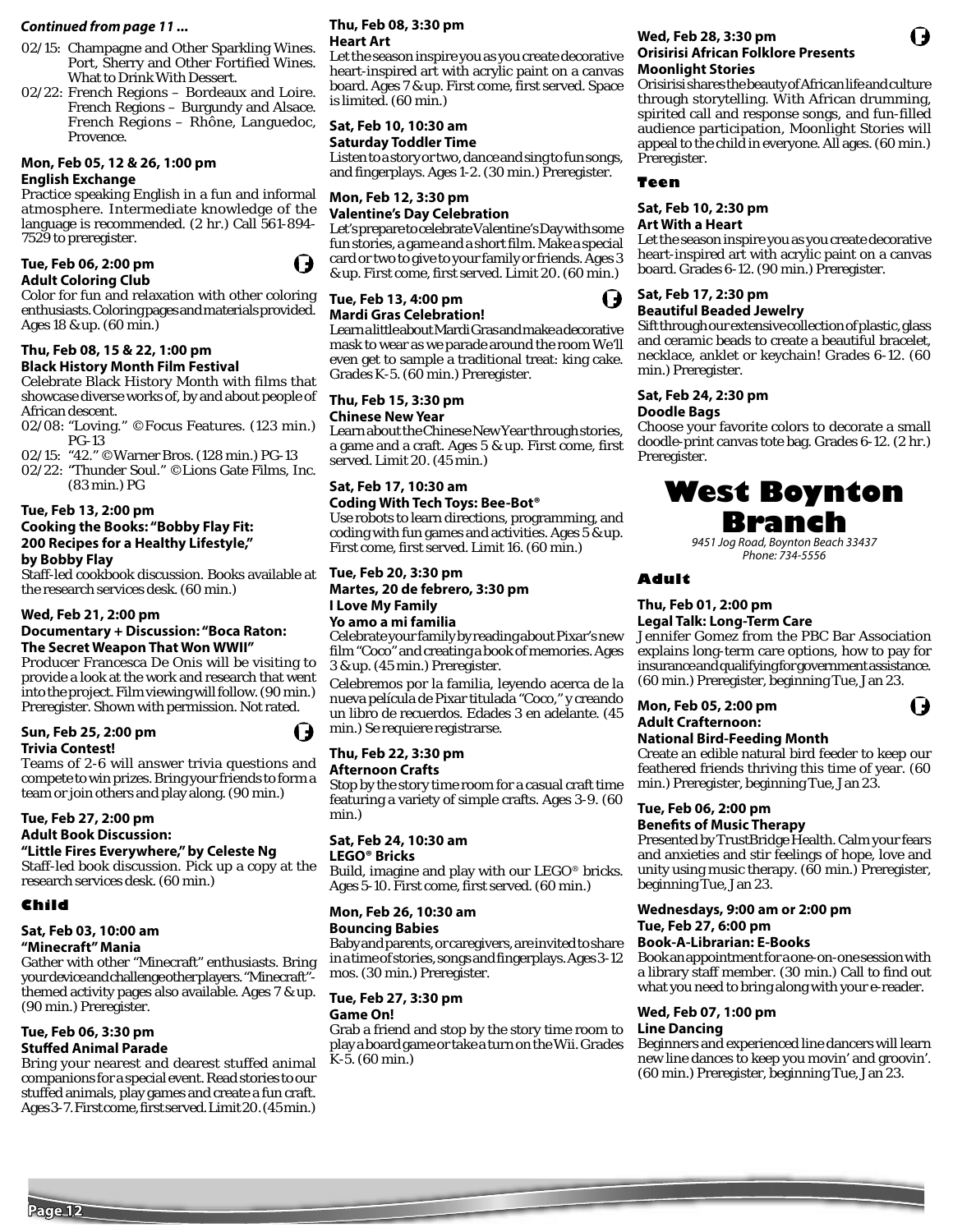*Continued from page 11 ...*

02/15: Champagne and Other Sparkling Wines. Port, Sherry and Other Fortified Wines. What to Drink With Dessert.
02/22: French Regions – Bordeaux and Loire. French Regions – Burgundy and Alsace. French Regions – Rhône, Languedoc, Provence.

**Mon, Feb 05, 12 & 26, 1:00 pm**
**English Exchange**
Practice speaking English in a fun and informal atmosphere. Intermediate knowledge of the language is recommended. (2 hr.) Call 561-894-7529 to preregister.

**Tue, Feb 06, 2:00 pm**
**Adult Coloring Club**
Color for fun and relaxation with other coloring enthusiasts. Coloring pages and materials provided. Ages 18 & up. (60 min.)

**Thu, Feb 08, 15 & 22, 1:00 pm**
**Black History Month Film Festival**
Celebrate Black History Month with films that showcase diverse works of, by and about people of African descent.
02/08: "Loving." ©Focus Features. (123 min.) PG-13
02/15: "42." ©Warner Bros. (128 min.) PG-13
02/22: "Thunder Soul." ©Lions Gate Films, Inc. (83 min.) PG

**Tue, Feb 13, 2:00 pm**
**Cooking the Books: "Bobby Flay Fit: 200 Recipes for a Healthy Lifestyle," by Bobby Flay**
Staff-led cookbook discussion. Books available at the research services desk. (60 min.)

**Wed, Feb 21, 2:00 pm**
**Documentary + Discussion: "Boca Raton: The Secret Weapon That Won WWII"**
Producer Francesca De Onis will be visiting to provide a look at the work and research that went into the project. Film viewing will follow. (90 min.) Preregister. Shown with permission. Not rated.

**Sun, Feb 25, 2:00 pm**
**Trivia Contest!**
Teams of 2-6 will answer trivia questions and compete to win prizes. Bring your friends to form a team or join others and play along. (90 min.)

**Tue, Feb 27, 2:00 pm**
**Adult Book Discussion: "Little Fires Everywhere," by Celeste Ng**
Staff-led book discussion. Pick up a copy at the research services desk. (60 min.)

### Child

**Sat, Feb 03, 10:00 am**
**"Minecraft" Mania**
Gather with other "Minecraft" enthusiasts. Bring your device and challenge other players. "Minecraft"-themed activity pages also available. Ages 7 & up. (90 min.) Preregister.

**Tue, Feb 06, 3:30 pm**
**Stuffed Animal Parade**
Bring your nearest and dearest stuffed animal companions for a special event. Read stories to our stuffed animals, play games and create a fun craft. Ages 3-7. First come, first served. Limit 20. (45 min.)

**Thu, Feb 08, 3:30 pm**
**Heart Art**
Let the season inspire you as you create decorative heart-inspired art with acrylic paint on a canvas board. Ages 7 & up. First come, first served. Space is limited. (60 min.)

**Sat, Feb 10, 10:30 am**
**Saturday Toddler Time**
Listen to a story or two, dance and sing to fun songs, and fingerplays. Ages 1-2. (30 min.) Preregister.

**Mon, Feb 12, 3:30 pm**
**Valentine's Day Celebration**
Let's prepare to celebrate Valentine's Day with some fun stories, a game and a short film. Make a special card or two to give to your family or friends. Ages 3 & up. First come, first served. Limit 20. (60 min.)

**Tue, Feb 13, 4:00 pm**
**Mardi Gras Celebration!**
Learn a little about Mardi Gras and make a decorative mask to wear as we parade around the room We'll even get to sample a traditional treat: king cake. Grades K-5. (60 min.) Preregister.

**Thu, Feb 15, 3:30 pm**
**Chinese New Year**
Learn about the Chinese New Year through stories, a game and a craft. Ages 5 & up. First come, first served. Limit 20. (45 min.)

**Sat, Feb 17, 10:30 am**
**Coding With Tech Toys: Bee-Bot®**
Use robots to learn directions, programming, and coding with fun games and activities. Ages 5 & up. First come, first served. Limit 16. (60 min.)

**Tue, Feb 20, 3:30 pm**
**Martes, 20 de febrero, 3:30 pm**
**I Love My Family**
**Yo amo a mi familia**
Celebrate your family by reading about Pixar's new film "Coco" and creating a book of memories. Ages 3 & up. (45 min.) Preregister.

Celebremos por la familia, leyendo acerca de la nueva película de Pixar titulada "Coco," y creando un libro de recuerdos. Edades 3 en adelante. (45 min.) Se requiere registrarse.

**Thu, Feb 22, 3:30 pm**
**Afternoon Crafts**
Stop by the story time room for a casual craft time featuring a variety of simple crafts. Ages 3-9. (60 min.)

**Sat, Feb 24, 10:30 am**
**LEGO® Bricks**
Build, imagine and play with our LEGO® bricks. Ages 5-10. First come, first served. (60 min.)

**Mon, Feb 26, 10:30 am**
**Bouncing Babies**
Baby and parents, or caregivers, are invited to share in a time of stories, songs and fingerplays. Ages 3-12 mos. (30 min.) Preregister.

**Tue, Feb 27, 3:30 pm**
**Game On!**
Grab a friend and stop by the story time room to play a board game or take a turn on the Wii. Grades K-5. (60 min.)

**Wed, Feb 28, 3:30 pm**
**Orisirisi African Folklore Presents Moonlight Stories**
Orisirisi shares the beauty of African life and culture through storytelling. With African drumming, spirited call and response songs, and fun-filled audience participation, Moonlight Stories will appeal to the child in everyone. All ages. (60 min.) Preregister.

### Teen

**Sat, Feb 10, 2:30 pm**
**Art With a Heart**
Let the season inspire you as you create decorative heart-inspired art with acrylic paint on a canvas board. Grades 6-12. (90 min.) Preregister.

**Sat, Feb 17, 2:30 pm**
**Beautiful Beaded Jewelry**
Sift through our extensive collection of plastic, glass and ceramic beads to create a beautiful bracelet, necklace, anklet or keychain! Grades 6-12. (60 min.) Preregister.

**Sat, Feb 24, 2:30 pm**
**Doodle Bags**
Choose your favorite colors to decorate a small doodle-print canvas tote bag. Grades 6-12. (2 hr.) Preregister.

## West Boynton Branch

*9451 Jog Road, Boynton Beach 33437*
*Phone: 734-5556*

### Adult

**Thu, Feb 01, 2:00 pm**
**Legal Talk: Long-Term Care**
Jennifer Gomez from the PBC Bar Association explains long-term care options, how to pay for insurance and qualifying for government assistance. (60 min.) Preregister, beginning Tue, Jan 23.

**Mon, Feb 05, 2:00 pm**
**Adult Crafternoon: National Bird-Feeding Month**
Create an edible natural bird feeder to keep our feathered friends thriving this time of year. (60 min.) Preregister, beginning Tue, Jan 23.

**Tue, Feb 06, 2:00 pm**
**Benefits of Music Therapy**
Presented by TrustBridge Health. Calm your fears and anxieties and stir feelings of hope, love and unity using music therapy. (60 min.) Preregister, beginning Tue, Jan 23.

**Wednesdays, 9:00 am or 2:00 pm**
**Tue, Feb 27, 6:00 pm**
**Book-A-Librarian: E-Books**
Book an appointment for a one-on-one session with a library staff member. (30 min.) Call to find out what you need to bring along with your e-reader.

**Wed, Feb 07, 1:00 pm**
**Line Dancing**
Beginners and experienced line dancers will learn new line dances to keep you movin' and groovin'. (60 min.) Preregister, beginning Tue, Jan 23.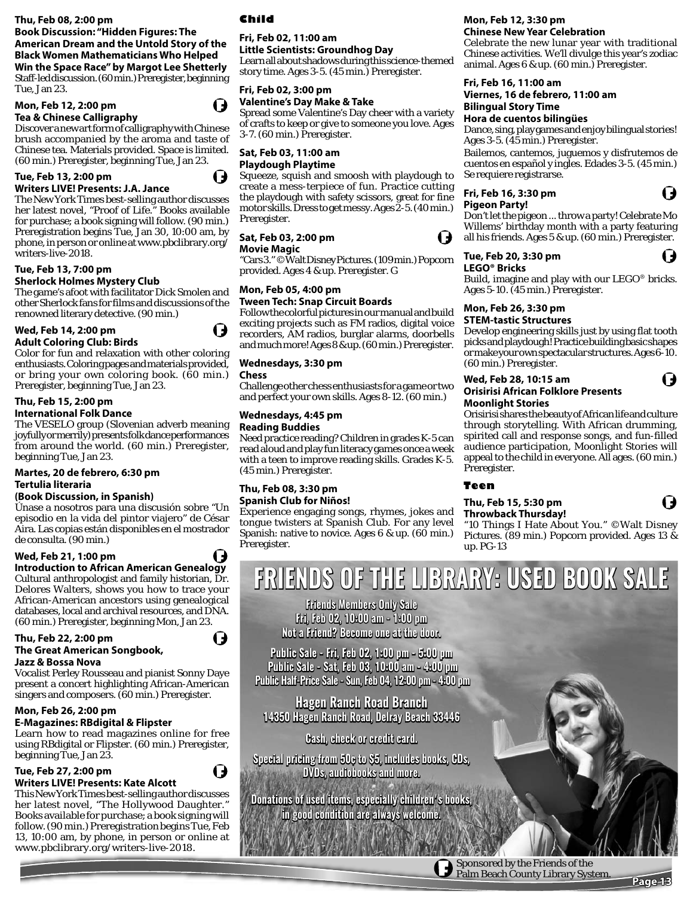**Thu, Feb 08, 2:00 pm**
**Book Discussion: "Hidden Figures: The American Dream and the Untold Story of the Black Women Mathematicians Who Helped Win the Space Race" by Margot Lee Shetterly**
Staff-led discussion. (60 min.) Preregister, beginning Tue, Jan 23.

**Mon, Feb 12, 2:00 pm**
**Tea & Chinese Calligraphy**
Discover a new art form of calligraphy with Chinese brush accompanied by the aroma and taste of Chinese tea. Materials provided. Space is limited. (60 min.) Preregister, beginning Tue, Jan 23.

**Tue, Feb 13, 2:00 pm**
**Writers LIVE! Presents: J.A. Jance**
The New York Times best-selling author discusses her latest novel, "Proof of Life." Books available for purchase; a book signing will follow. (90 min.) Preregistration begins Tue, Jan 30, 10:00 am, by phone, in person or online at www.pbclibrary.org/writers-live-2018.

**Tue, Feb 13, 7:00 pm**
**Sherlock Holmes Mystery Club**
The game's afoot with facilitator Dick Smolen and other Sherlock fans for films and discussions of the renowned literary detective. (90 min.)

**Wed, Feb 14, 2:00 pm**
**Adult Coloring Club: Birds**
Color for fun and relaxation with other coloring enthusiasts. Coloring pages and materials provided, or bring your own coloring book. (60 min.) Preregister, beginning Tue, Jan 23.

**Thu, Feb 15, 2:00 pm**
**International Folk Dance**
The VESELO group (Slovenian adverb meaning joyfully or merrily) presents folk dance performances from around the world. (60 min.) Preregister, beginning Tue, Jan 23.

**Martes, 20 de febrero, 6:30 pm**
**Tertulia literaria**
**(Book Discussion, in Spanish)**
Únase a nosotros para una discusión sobre "Un episodio en la vida del pintor viajero" de César Aira. Las copias están disponibles en el mostrador de consulta. (90 min.)

**Wed, Feb 21, 1:00 pm**
**Introduction to African American Genealogy**
Cultural anthropologist and family historian, Dr. Delores Walters, shows you how to trace your African-American ancestors using genealogical databases, local and archival resources, and DNA. (60 min.) Preregister, beginning Mon, Jan 23.

**Thu, Feb 22, 2:00 pm**
**The Great American Songbook, Jazz & Bossa Nova**
Vocalist Perley Rousseau and pianist Sonny Daye present a concert highlighting African-American singers and composers. (60 min.) Preregister.

**Mon, Feb 26, 2:00 pm**
**E-Magazines: RBdigital & Flipster**
Learn how to read magazines online for free using RBdigital or Flipster. (60 min.) Preregister, beginning Tue, Jan 23.

**Tue, Feb 27, 2:00 pm**
**Writers LIVE! Presents: Kate Alcott**
This New York Times best-selling author discusses her latest novel, "The Hollywood Daughter." Books available for purchase; a book signing will follow. (90 min.) Preregistration begins Tue, Feb 13, 10:00 am, by phone, in person or online at www.pbclibrary.org/writers-live-2018.

## Child

**Fri, Feb 02, 11:00 am**
**Little Scientists: Groundhog Day**
Learn all about shadows during this science-themed story time. Ages 3-5. (45 min.) Preregister.

**Fri, Feb 02, 3:00 pm**
**Valentine's Day Make & Take**
Spread some Valentine's Day cheer with a variety of crafts to keep or give to someone you love. Ages 3-7. (60 min.) Preregister.

**Sat, Feb 03, 11:00 am**
**Playdough Playtime**
Squeeze, squish and smoosh with playdough to create a mess-terpiece of fun. Practice cutting the playdough with safety scissors, great for fine motor skills. Dress to get messy. Ages 2-5. (40 min.) Preregister.

**Sat, Feb 03, 2:00 pm**
**Movie Magic**
"Cars 3." © Walt Disney Pictures. (109 min.) Popcorn provided. Ages 4 & up. Preregister. G

**Mon, Feb 05, 4:00 pm**
**Tween Tech: Snap Circuit Boards**
Follow the colorful pictures in our manual and build exciting projects such as FM radios, digital voice recorders, AM radios, burglar alarms, doorbells and much more! Ages 8 & up. (60 min.) Preregister.

**Wednesdays, 3:30 pm**
**Chess**
Challenge other chess enthusiasts for a game or two and perfect your own skills. Ages 8-12. (60 min.)

**Wednesdays, 4:45 pm**
**Reading Buddies**
Need practice reading? Children in grades K-5 can read aloud and play fun literacy games once a week with a teen to improve reading skills. Grades K-5. (45 min.) Preregister.

**Thu, Feb 08, 3:30 pm**
**Spanish Club for Niños!**
Experience engaging songs, rhymes, jokes and tongue twisters at Spanish Club. For any level Spanish: native to novice. Ages 6 & up. (60 min.) Preregister.

**Mon, Feb 12, 3:30 pm**
**Chinese New Year Celebration**
Celebrate the new lunar year with traditional Chinese activities. We'll divulge this year's zodiac animal. Ages 6 & up. (60 min.) Preregister.

**Fri, Feb 16, 11:00 am**
**Viernes, 16 de febrero, 11:00 am**
**Bilingual Story Time**
**Hora de cuentos bilingües**
Dance, sing, play games and enjoy bilingual stories! Ages 3-5. (45 min.) Preregister.

Bailemos, cantemos, juguemos y disfrutemos de cuentos en español y ingles. Edades 3-5. (45 min.) Se requiere registrarse.

**Fri, Feb 16, 3:30 pm**
**Pigeon Party!**
Don't let the pigeon ... throw a party! Celebrate Mo Willems' birthday month with a party featuring all his friends. Ages 5 & up. (60 min.) Preregister.

**Tue, Feb 20, 3:30 pm**
**LEGO® Bricks**
Build, imagine and play with our LEGO® bricks. Ages 5-10. (45 min.) Preregister.

**Mon, Feb 26, 3:30 pm**
**STEM-tastic Structures**
Develop engineering skills just by using flat tooth picks and playdough! Practice building basic shapes or make your own spectacular structures. Ages 6-10. (60 min.) Preregister.

**Wed, Feb 28, 10:15 am**
**Orisirisi African Folklore Presents Moonlight Stories**
Orisirisi shares the beauty of African life and culture through storytelling. With African drumming, spirited call and response songs, and fun-filled audience participation, Moonlight Stories will appeal to the child in everyone. All ages. (60 min.) Preregister.

## Teen

**Thu, Feb 15, 5:30 pm**
**Throwback Thursday!**
"10 Things I Hate About You." © Walt Disney Pictures. (89 min.) Popcorn provided. Ages 13 & up. PG-13

# FRIENDS OF THE LIBRARY: USED BOOK SALE

**Friends Members Only Sale**
**Fri, Feb 02, 10:00 am - 1:00 pm**
**Not a Friend? Become one at the door.**

**Public Sale - Fri, Feb 02, 1:00 pm - 5:00 pm**
**Public Sale - Sat, Feb 03, 10:00 am - 4:00 pm**
**Public Half-Price Sale - Sun, Feb 04, 12:00 pm - 4:00 pm**

**Hagen Ranch Road Branch**
**14350 Hagen Ranch Road, Delray Beach 33446**

**Cash, check or credit card.**

**Special pricing from 50¢ to $5, includes books, CDs, DVDs, audiobooks and more.**

**Donations of used items, especially children's books, in good condition are always welcome.**

Sponsored by the Friends of the Palm Beach County Library System.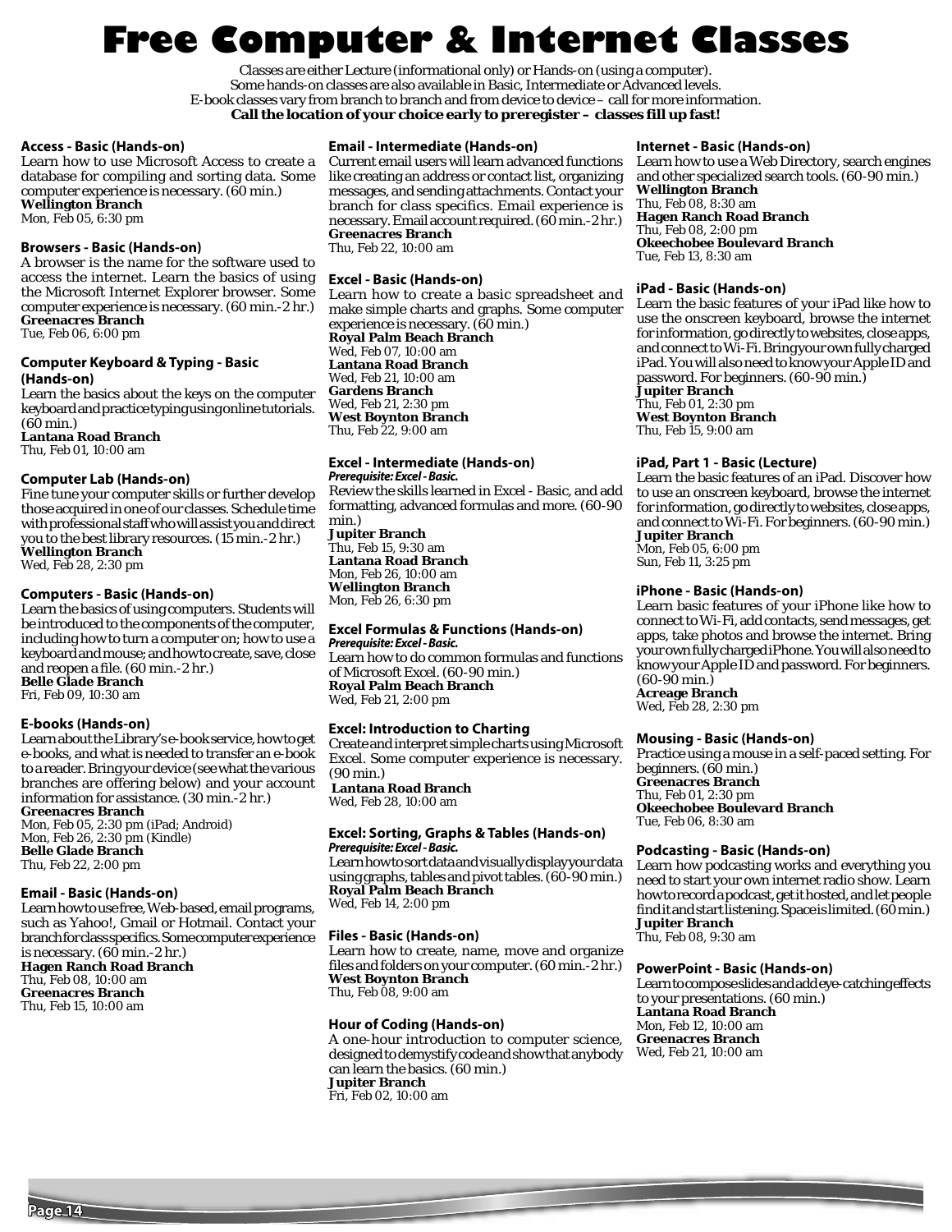# Free Computer & Internet Classes

Classes are either Lecture (informational only) or Hands-on (using a computer).
Some hands-on classes are also available in Basic, Intermediate or Advanced levels.
E-book classes vary from branch to branch and from device to device – call for more information.
**Call the location of your choice early to preregister – classes fill up fast!**

### Access - Basic (Hands-on)

Learn how to use Microsoft Access to create a database for compiling and sorting data. Some computer experience is necessary. (60 min.)
**Wellington Branch**
Mon, Feb 05, 6:30 pm

### Browsers - Basic (Hands-on)

A browser is the name for the software used to access the internet. Learn the basics of using the Microsoft Internet Explorer browser. Some computer experience is necessary. (60 min.-2 hr.)
**Greenacres Branch**
Tue, Feb 06, 6:00 pm

### Computer Keyboard & Typing - Basic (Hands-on)

Learn the basics about the keys on the computer keyboard and practice typing using online tutorials. (60 min.)
**Lantana Road Branch**
Thu, Feb 01, 10:00 am

### Computer Lab (Hands-on)

Fine tune your computer skills or further develop those acquired in one of our classes. Schedule time with professional staff who will assist you and direct you to the best library resources. (15 min.-2 hr.)
**Wellington Branch**
Wed, Feb 28, 2:30 pm

### Computers - Basic (Hands-on)

Learn the basics of using computers. Students will be introduced to the components of the computer, including how to turn a computer on; how to use a keyboard and mouse; and how to create, save, close and reopen a file. (60 min.-2 hr.)
**Belle Glade Branch**
Fri, Feb 09, 10:30 am

### E-books (Hands-on)

Learn about the Library's e-book service, how to get e-books, and what is needed to transfer an e-book to a reader. Bring your device (see what the various branches are offering below) and your account information for assistance. (30 min.-2 hr.)
**Greenacres Branch**
Mon, Feb 05, 2:30 pm (iPad; Android)
Mon, Feb 26, 2:30 pm (Kindle)
**Belle Glade Branch**
Thu, Feb 22, 2:00 pm

### Email - Basic (Hands-on)

Learn how to use free, Web-based, email programs, such as Yahoo!, Gmail or Hotmail. Contact your branch for class specifics. Some computer experience is necessary. (60 min.-2 hr.)
**Hagen Ranch Road Branch**
Thu, Feb 08, 10:00 am
**Greenacres Branch**
Thu, Feb 15, 10:00 am

### Email - Intermediate (Hands-on)

Current email users will learn advanced functions like creating an address or contact list, organizing messages, and sending attachments. Contact your branch for class specifics. Email experience is necessary. Email account required. (60 min.-2 hr.)
**Greenacres Branch**
Thu, Feb 22, 10:00 am

### Excel - Basic (Hands-on)

Learn how to create a basic spreadsheet and make simple charts and graphs. Some computer experience is necessary. (60 min.)
**Royal Palm Beach Branch**
Wed, Feb 07, 10:00 am
**Lantana Road Branch**
Wed, Feb 21, 10:00 am
**Gardens Branch**
Wed, Feb 21, 2:30 pm
**West Boynton Branch**
Thu, Feb 22, 9:00 am

### Excel - Intermediate (Hands-on)

***Prerequisite: Excel - Basic.***

Review the skills learned in Excel - Basic, and add formatting, advanced formulas and more. (60-90 min.)
**Jupiter Branch**
Thu, Feb 15, 9:30 am
**Lantana Road Branch**
Mon, Feb 26, 10:00 am
**Wellington Branch**
Mon, Feb 26, 6:30 pm

### Excel Formulas & Functions (Hands-on)

***Prerequisite: Excel - Basic.***

Learn how to do common formulas and functions of Microsoft Excel. (60-90 min.)
**Royal Palm Beach Branch**
Wed, Feb 21, 2:00 pm

### Excel: Introduction to Charting

Create and interpret simple charts using Microsoft Excel. Some computer experience is necessary. (90 min.)
**Lantana Road Branch**
Wed, Feb 28, 10:00 am

### Excel: Sorting, Graphs & Tables (Hands-on)

***Prerequisite: Excel - Basic.***

Learn how to sort data and visually display your data using graphs, tables and pivot tables. (60-90 min.)
**Royal Palm Beach Branch**
Wed, Feb 14, 2:00 pm

### Files - Basic (Hands-on)

Learn how to create, name, move and organize files and folders on your computer. (60 min.-2 hr.)
**West Boynton Branch**
Thu, Feb 08, 9:00 am

### Hour of Coding (Hands-on)

A one-hour introduction to computer science, designed to demystify code and show that anybody can learn the basics. (60 min.)
**Jupiter Branch**
Fri, Feb 02, 10:00 am

### Internet - Basic (Hands-on)

Learn how to use a Web Directory, search engines and other specialized search tools. (60-90 min.)
**Wellington Branch**
Thu, Feb 08, 8:30 am
**Hagen Ranch Road Branch**
Thu, Feb 08, 2:00 pm
**Okeechobee Boulevard Branch**
Tue, Feb 13, 8:30 am

### iPad - Basic (Hands-on)

Learn the basic features of your iPad like how to use the onscreen keyboard, browse the internet for information, go directly to websites, close apps, and connect to Wi-Fi. Bring your own fully charged iPad. You will also need to know your Apple ID and password. For beginners. (60-90 min.)
**Jupiter Branch**
Thu, Feb 01, 2:30 pm
**West Boynton Branch**
Thu, Feb 15, 9:00 am

### iPad, Part 1 - Basic (Lecture)

Learn the basic features of an iPad. Discover how to use an onscreen keyboard, browse the internet for information, go directly to websites, close apps, and connect to Wi-Fi. For beginners. (60-90 min.)
**Jupiter Branch**
Mon, Feb 05, 6:00 pm
Sun, Feb 11, 3:25 pm

### iPhone - Basic (Hands-on)

Learn basic features of your iPhone like how to connect to Wi-Fi, add contacts, send messages, get apps, take photos and browse the internet. Bring your own fully charged iPhone. You will also need to know your Apple ID and password. For beginners. (60-90 min.)
**Acreage Branch**
Wed, Feb 28, 2:30 pm

### Mousing - Basic (Hands-on)

Practice using a mouse in a self-paced setting. For beginners. (60 min.)
**Greenacres Branch**
Thu, Feb 01, 2:30 pm
**Okeechobee Boulevard Branch**
Tue, Feb 06, 8:30 am

### Podcasting - Basic (Hands-on)

Learn how podcasting works and everything you need to start your own internet radio show. Learn how to record a podcast, get it hosted, and let people find it and start listening. Space is limited. (60 min.)
**Jupiter Branch**
Thu, Feb 08, 9:30 am

### PowerPoint - Basic (Hands-on)

Learn to compose slides and add eye-catching effects to your presentations. (60 min.)
**Lantana Road Branch**
Mon, Feb 12, 10:00 am
**Greenacres Branch**
Wed, Feb 21, 10:00 am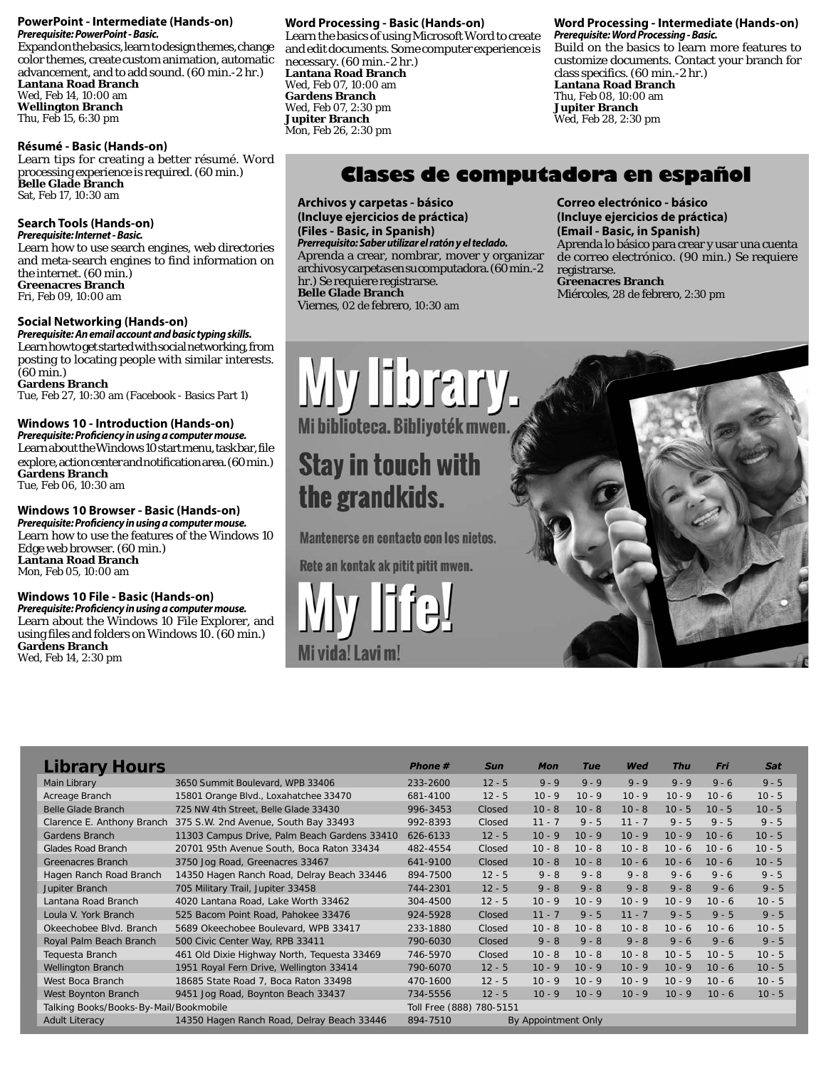### PowerPoint - Intermediate (Hands-on)
*Prerequisite: PowerPoint - Basic.*

Expand on the basics, learn to design themes, change color themes, create custom animation, automatic advancement, and to add sound. (60 min.-2 hr.)

**Lantana Road Branch**
Wed, Feb 14, 10:00 am
**Wellington Branch**
Thu, Feb 15, 6:30 pm

### Résumé - Basic (Hands-on)

Learn tips for creating a better résumé. Word processing experience is required. (60 min.)

**Belle Glade Branch**
Sat, Feb 17, 10:30 am

### Search Tools (Hands-on)
*Prerequisite: Internet - Basic.*

Learn how to use search engines, web directories and meta-search engines to find information on the internet. (60 min.)

**Greenacres Branch**
Fri, Feb 09, 10:00 am

### Social Networking (Hands-on)
*Prerequisite: An email account and basic typing skills.*

Learn how to get started with social networking, from posting to locating people with similar interests. (60 min.)

**Gardens Branch**
Tue, Feb 27, 10:30 am (Facebook - Basics Part 1)

### Windows 10 - Introduction (Hands-on)
*Prerequisite: Proficiency in using a computer mouse.*

Learn about the Windows 10 start menu, taskbar, file explore, action center and notification area. (60 min.)

**Gardens Branch**
Tue, Feb 06, 10:30 am

### Windows 10 Browser - Basic (Hands-on)
*Prerequisite: Proficiency in using a computer mouse.*

Learn how to use the features of the Windows 10 Edge web browser. (60 min.)

**Lantana Road Branch**
Mon, Feb 05, 10:00 am

### Windows 10 File - Basic (Hands-on)
*Prerequisite: Proficiency in using a computer mouse.*

Learn about the Windows 10 File Explorer, and using files and folders on Windows 10. (60 min.)

**Gardens Branch**
Wed, Feb 14, 2:30 pm

### Word Processing - Basic (Hands-on)

Learn the basics of using Microsoft Word to create and edit documents. Some computer experience is necessary. (60 min.-2 hr.)

**Lantana Road Branch**
Wed, Feb 07, 10:00 am
**Gardens Branch**
Wed, Feb 07, 2:30 pm
**Jupiter Branch**
Mon, Feb 26, 2:30 pm

### Word Processing - Intermediate (Hands-on)
*Prerequisite: Word Processing - Basic.*

Build on the basics to learn more features to customize documents. Contact your branch for class specifics. (60 min.-2 hr.)

**Lantana Road Branch**
Thu, Feb 08, 10:00 am
**Jupiter Branch**
Wed, Feb 28, 2:30 pm

## Clases de computadora en español

### Archivos y carpetas - básico (Incluye ejercicios de práctica) (Files - Basic, in Spanish)
*Prerrequisito: Saber utilizar el ratón y el teclado.*

Aprenda a crear, nombrar, mover y organizar archivos y carpetas en su computadora. (60 min.-2 hr.) Se requiere registrarse.

**Belle Glade Branch**
Viernes, 02 de febrero, 10:30 am

### Correo electrónico - básico (Incluye ejercicios de práctica) (Email - Basic, in Spanish)

Aprenda lo básico para crear y usar una cuenta de correo electrónico. (90 min.) Se requiere registrarse.

**Greenacres Branch**
Miércoles, 28 de febrero, 2:30 pm

**My library.**
Mi biblioteca. Bibliyotèk mwen.

**Stay in touch with the grandkids.**

Mantenerse en contacto con los nietos.

Rete an kontak ak pitit pitit mwen.

**My life!**
Mi vida! Lavi m!

## Library Hours

| Library | Address | Phone # | Sun | Mon | Tue | Wed | Thu | Fri | Sat |
|---|---|---|---|---|---|---|---|---|---|
| Main Library | 3650 Summit Boulevard, WPB 33406 | 233-2600 | 12 - 5 | 9 - 9 | 9 - 9 | 9 - 9 | 9 - 9 | 9 - 6 | 9 - 5 |
| Acreage Branch | 15801 Orange Blvd., Loxahatchee 33470 | 681-4100 | 12 - 5 | 10 - 9 | 10 - 9 | 10 - 9 | 10 - 9 | 10 - 6 | 10 - 5 |
| Belle Glade Branch | 725 NW 4th Street, Belle Glade 33430 | 996-3453 | Closed | 10 - 8 | 10 - 8 | 10 - 8 | 10 - 5 | 10 - 5 | 10 - 5 |
| Clarence E. Anthony Branch | 375 S.W. 2nd Avenue, South Bay 33493 | 992-8393 | Closed | 11 - 7 | 9 - 5 | 11 - 7 | 9 - 5 | 9 - 5 | 9 - 5 |
| Gardens Branch | 11303 Campus Drive, Palm Beach Gardens 33410 | 626-6133 | 12 - 5 | 10 - 9 | 10 - 9 | 10 - 9 | 10 - 9 | 10 - 6 | 10 - 5 |
| Glades Road Branch | 20701 95th Avenue South, Boca Raton 33434 | 482-4554 | Closed | 10 - 8 | 10 - 8 | 10 - 8 | 10 - 6 | 10 - 6 | 10 - 5 |
| Greenacres Branch | 3750 Jog Road, Greenacres 33467 | 641-9100 | Closed | 10 - 8 | 10 - 8 | 10 - 6 | 10 - 6 | 10 - 6 | 10 - 5 |
| Hagen Ranch Road Branch | 14350 Hagen Ranch Road, Delray Beach 33446 | 894-7500 | 12 - 5 | 9 - 8 | 9 - 8 | 9 - 8 | 9 - 6 | 9 - 6 | 9 - 5 |
| Jupiter Branch | 705 Military Trail, Jupiter 33458 | 744-2301 | 12 - 5 | 9 - 8 | 9 - 8 | 9 - 8 | 9 - 8 | 9 - 6 | 9 - 5 |
| Lantana Road Branch | 4020 Lantana Road, Lake Worth 33462 | 304-4500 | 12 - 5 | 10 - 9 | 10 - 9 | 10 - 9 | 10 - 9 | 10 - 6 | 10 - 5 |
| Loula V. York Branch | 525 Bacom Point Road, Pahokee 33476 | 924-5928 | Closed | 11 - 7 | 9 - 5 | 11 - 7 | 9 - 5 | 9 - 5 | 9 - 5 |
| Okeechobee Blvd. Branch | 5689 Okeechobee Boulevard, WPB 33417 | 233-1880 | Closed | 10 - 8 | 10 - 8 | 10 - 8 | 10 - 6 | 10 - 6 | 10 - 5 |
| Royal Palm Beach Branch | 500 Civic Center Way, RPB 33411 | 790-6030 | Closed | 9 - 8 | 9 - 8 | 9 - 8 | 9 - 6 | 9 - 6 | 9 - 5 |
| Tequesta Branch | 461 Old Dixie Highway North, Tequesta 33469 | 746-5970 | Closed | 10 - 8 | 10 - 8 | 10 - 8 | 10 - 5 | 10 - 5 | 10 - 5 |
| Wellington Branch | 1951 Royal Fern Drive, Wellington 33414 | 790-6070 | 12 - 5 | 10 - 9 | 10 - 9 | 10 - 9 | 10 - 9 | 10 - 6 | 10 - 5 |
| West Boca Branch | 18685 State Road 7, Boca Raton 33498 | 470-1600 | 12 - 5 | 10 - 9 | 10 - 9 | 10 - 9 | 10 - 9 | 10 - 6 | 10 - 5 |
| West Boynton Branch | 9451 Jog Road, Boynton Beach 33437 | 734-5556 | 12 - 5 | 10 - 9 | 10 - 9 | 10 - 9 | 10 - 9 | 10 - 6 | 10 - 5 |
| Talking Books/Books-By-Mail/Bookmobile | | Toll Free (888) 780-5151 | | | | | | | |
| Adult Literacy | 14350 Hagen Ranch Road, Delray Beach 33446 | 894-7510 | By Appointment Only | | | | | | |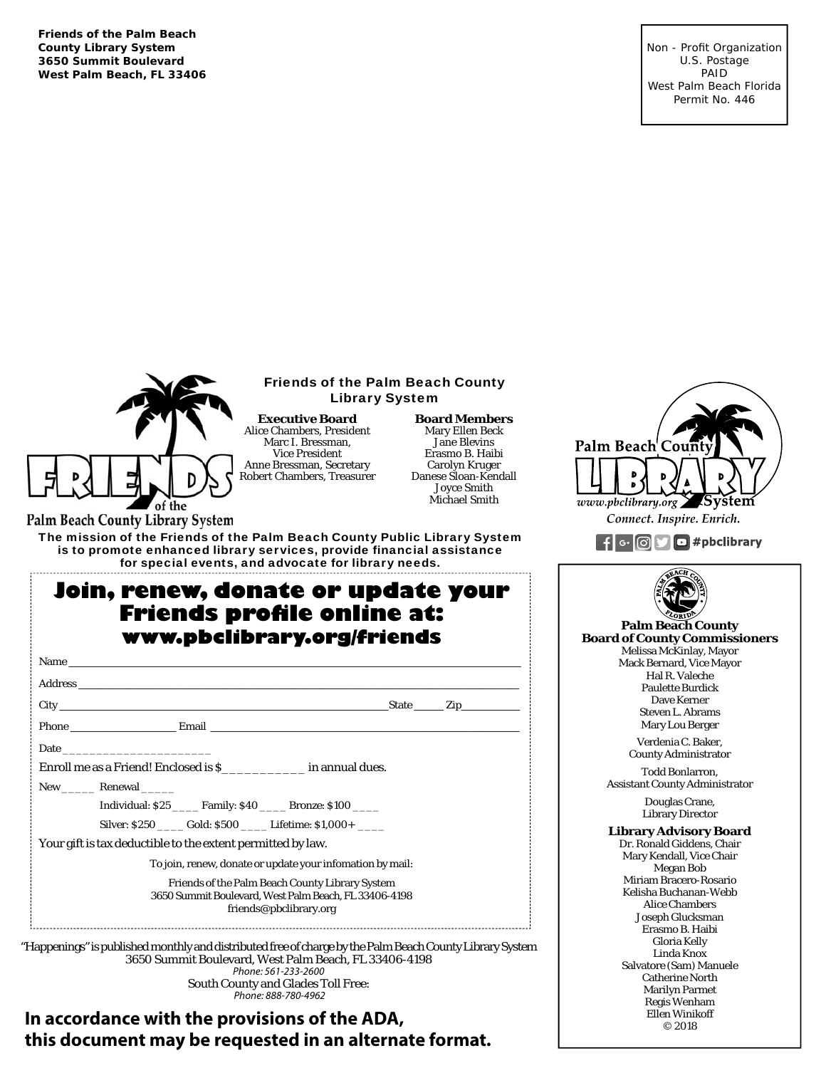**Friends of the Palm Beach County Library System**
**3650 Summit Boulevard**
**West Palm Beach, FL 33406**

Non - Profit Organization
U.S. Postage
PAID
West Palm Beach Florida
Permit No. 446

FRIENDS of the Palm Beach County Library System

## Friends of the Palm Beach County Library System

**Executive Board**
Alice Chambers, President
Marc I. Bressman, Vice President
Anne Bressman, Secretary
Robert Chambers, Treasurer

**Board Members**
Mary Ellen Beck
Jane Blevins
Erasmo B. Haibi
Carolyn Kruger
Danese Sloan-Kendall
Joyce Smith
Michael Smith

The mission of the Friends of the Palm Beach County Public Library System is to promote enhanced library services, provide financial assistance for special events, and advocate for library needs.

Palm Beach County LIBRARY System
www.pbclibrary.org
*Connect. Inspire. Enrich.*
#pbclibrary

## Join, renew, donate or update your Friends profile online at: www.pbclibrary.org/friends

Name ______________________________

Address ______________________________

City ______________________________ State _____ Zip __________

Phone __________________ Email ______________________________

Date ______________________

Enroll me as a Friend! Enclosed is $___________ in annual dues.

New _____ Renewal _____

Individual: $25 ____ Family: $40 ____ Bronze: $100 ____

Silver: $250 ____ Gold: $500 ____ Lifetime: $1,000+ ____

Your gift is tax deductible to the extent permitted by law.

To join, renew, donate or update your infomation by mail:

Friends of the Palm Beach County Library System
3650 Summit Boulevard, West Palm Beach, FL 33406-4198
friends@pbclibrary.org

"Happenings" is published monthly and distributed free of charge by the Palm Beach County Library System
3650 Summit Boulevard, West Palm Beach, FL 33406-4198
*Phone: 561-233-2600*
South County and Glades Toll Free:
*Phone: 888-780-4962*

**In accordance with the provisions of the ADA, this document may be requested in an alternate format.**

**Palm Beach County Board of County Commissioners**
Melissa McKinlay, Mayor
Mack Bernard, Vice Mayor
Hal R. Valeche
Paulette Burdick
Dave Kerner
Steven L. Abrams
Mary Lou Berger

Verdenia C. Baker, County Administrator

Todd Bonlarron, Assistant County Administrator

Douglas Crane, Library Director

**Library Advisory Board**
Dr. Ronald Giddens, Chair
Mary Kendall, Vice Chair
Megan Bob
Miriam Bracero-Rosario
Kelisha Buchanan-Webb
Alice Chambers
Joseph Glucksman
Erasmo B. Haibi
Gloria Kelly
Linda Knox
Salvatore (Sam) Manuele
Catherine North
Marilyn Parmet
Regis Wenham
Ellen Winikoff

© 2018